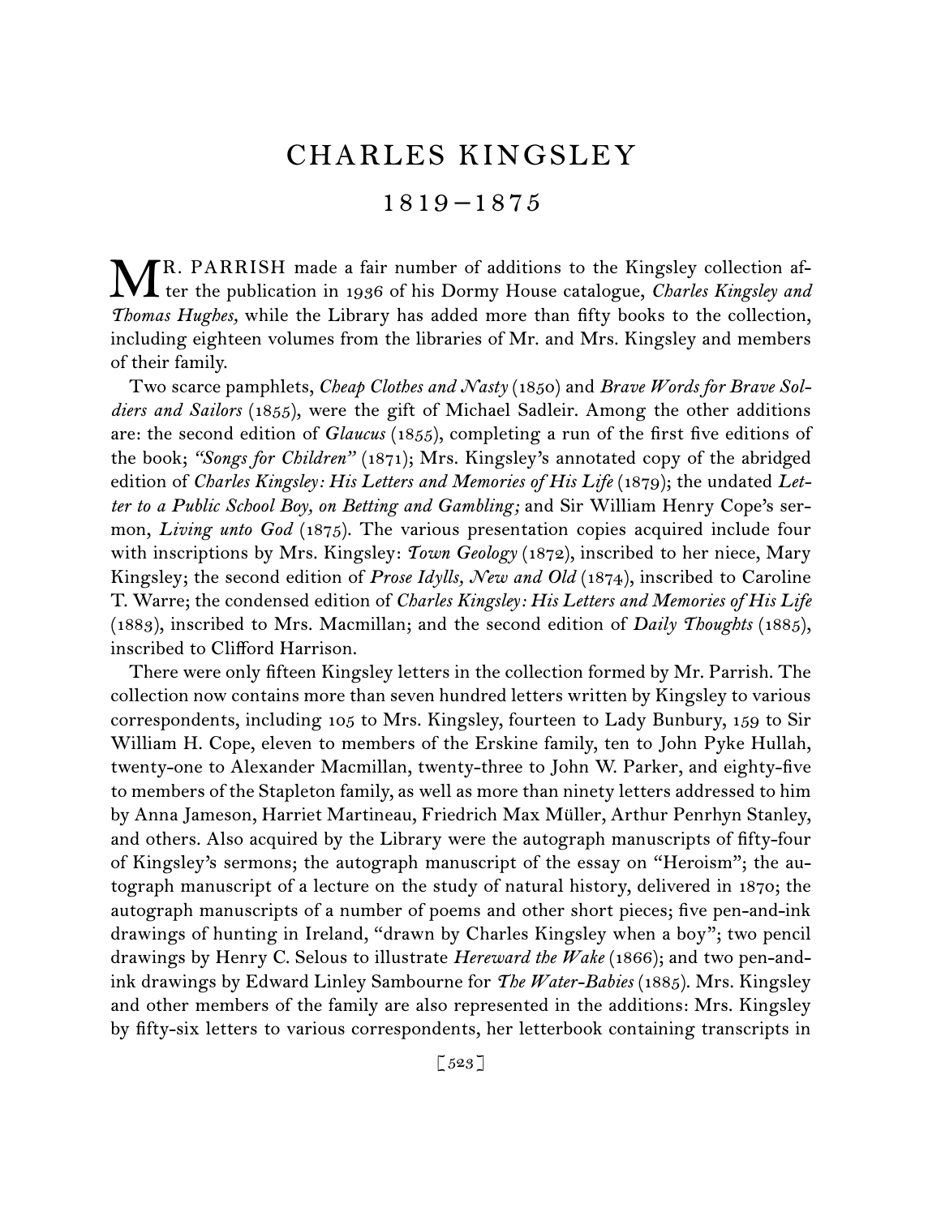# CHARLES KINGSLEY

## 1819–1875

MR. PARRISH made a fair number of additions to the Kingsley collection after the publication in 1936 of his Dormy House catalogue, *Charles Kingsley and Thomas Hughes,* while the Library has added more than fifty books to the collection, including eighteen volumes from the libraries of Mr. and Mrs. Kingsley and members of their family.

Two scarce pamphlets, *Cheap Clothes and Nasty* (1850) and *Brave Words for Brave Soldiers and Sailors* (1855), were the gift of Michael Sadleir. Among the other additions are: the second edition of *Glaucus* (1855), completing a run of the first five editions of the book; *"Songs for Children"* (1871); Mrs. Kingsley's annotated copy of the abridged edition of *Charles Kingsley: His Letters and Memories of His Life* (1879); the undated *Letter to a Public School Boy, on Betting and Gambling;* and Sir William Henry Cope's sermon, *Living unto God* (1875). The various presentation copies acquired include four with inscriptions by Mrs. Kingsley: *Town Geology* (1872), inscribed to her niece, Mary Kingsley; the second edition of *Prose Idylls, New and Old* (1874), inscribed to Caroline T. Warre; the condensed edition of *Charles Kingsley: His Letters and Memories of His Life* (1883), inscribed to Mrs. Macmillan; and the second edition of *Daily Thoughts* (1885), inscribed to Clifford Harrison.

There were only fifteen Kingsley letters in the collection formed by Mr. Parrish. The collection now contains more than seven hundred letters written by Kingsley to various correspondents, including 105 to Mrs. Kingsley, fourteen to Lady Bunbury, 159 to Sir William H. Cope, eleven to members of the Erskine family, ten to John Pyke Hullah, twenty-one to Alexander Macmillan, twenty-three to John W. Parker, and eighty-five to members of the Stapleton family, as well as more than ninety letters addressed to him by Anna Jameson, Harriet Martineau, Friedrich Max Müller, Arthur Penrhyn Stanley, and others. Also acquired by the Library were the autograph manuscripts of fifty-four of Kingsley's sermons; the autograph manuscript of the essay on "Heroism"; the autograph manuscript of a lecture on the study of natural history, delivered in 1870; the autograph manuscripts of a number of poems and other short pieces; five pen-and-ink drawings of hunting in Ireland, "drawn by Charles Kingsley when a boy"; two pencil drawings by Henry C. Selous to illustrate *Hereward the Wake* (1866); and two pen-and-ink drawings by Edward Linley Sambourne for *The Water-Babies* (1885). Mrs. Kingsley and other members of the family are also represented in the additions: Mrs. Kingsley by fifty-six letters to various correspondents, her letterbook containing transcripts in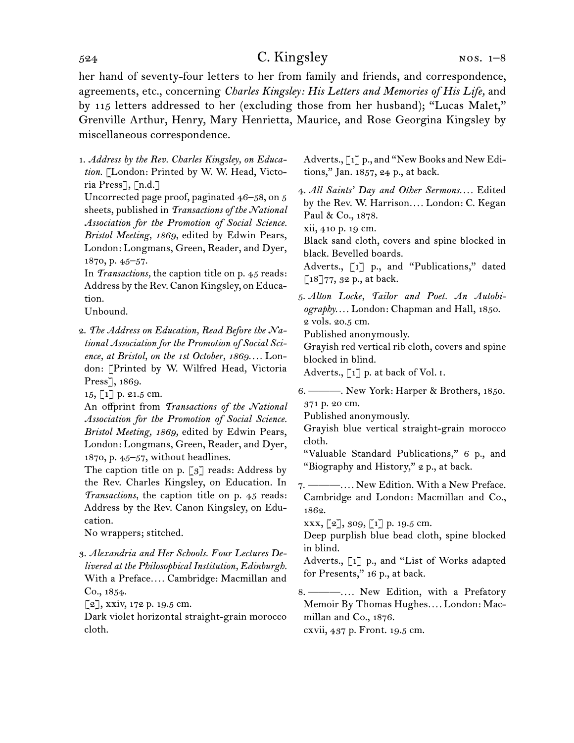her hand of seventy-four letters to her from family and friends, and correspondence, agreements, etc., concerning *Charles Kingsley: His Letters and Memories of His Life,* and by 115 letters addressed to her (excluding those from her husband); "Lucas Malet," Grenville Arthur, Henry, Mary Henrietta, Maurice, and Rose Georgina Kingsley by miscellaneous correspondence.

1. *Address by the Rev. Charles Kingsley, on Education.* [London: Printed by W. W. Head, Victoria Press], [n.d.]
   Uncorrected page proof, paginated 46–58, on 5 sheets, published in *Transactions of the National Association for the Promotion of Social Science. Bristol Meeting, 1869,* edited by Edwin Pears, London: Longmans, Green, Reader, and Dyer, 1870, p. 45–57.
   In *Transactions,* the caption title on p. 45 reads: Address by the Rev. Canon Kingsley, on Education.
   Unbound.

2. *The Address on Education, Read Before the National Association for the Promotion of Social Science, at Bristol, on the 1st October, 1869.…* London: [Printed by W. Wilfred Head, Victoria Press], 1869.
   15, [1] p. 21.5 cm.
   An offprint from *Transactions of the National Association for the Promotion of Social Science. Bristol Meeting, 1869,* edited by Edwin Pears, London: Longmans, Green, Reader, and Dyer, 1870, p. 45–57, without headlines.
   The caption title on p. [3] reads: Address by the Rev. Charles Kingsley, on Education. In *Transactions,* the caption title on p. 45 reads: Address by the Rev. Canon Kingsley, on Education.
   No wrappers; stitched.

3. *Alexandria and Her Schools. Four Lectures Delivered at the Philosophical Institution, Edinburgh.* With a Preface.… Cambridge: Macmillan and Co., 1854.
   [2], xxiv, 172 p. 19.5 cm.
   Dark violet horizontal straight-grain morocco cloth.
   Adverts., [1] p., and "New Books and New Editions," Jan. 1857, 24 p., at back.

4. *All Saints' Day and Other Sermons.…* Edited by the Rev. W. Harrison.… London: C. Kegan Paul & Co., 1878.
   xii, 410 p. 19 cm.
   Black sand cloth, covers and spine blocked in black. Bevelled boards.
   Adverts., [1] p., and "Publications," dated [18]77, 32 p., at back.

5. *Alton Locke, Tailor and Poet. An Autobiography.…* London: Chapman and Hall, 1850.
   2 vols. 20.5 cm.
   Published anonymously.
   Grayish red vertical rib cloth, covers and spine blocked in blind.
   Adverts., [1] p. at back of Vol. 1.

6. ———. New York: Harper & Brothers, 1850.
   371 p. 20 cm.
   Published anonymously.
   Grayish blue vertical straight-grain morocco cloth.
   "Valuable Standard Publications," 6 p., and "Biography and History," 2 p., at back.

7. ———.… New Edition. With a New Preface. Cambridge and London: Macmillan and Co., 1862.
   xxx, [2], 309, [1] p. 19.5 cm.
   Deep purplish blue bead cloth, spine blocked in blind.
   Adverts., [1] p., and "List of Works adapted for Presents," 16 p., at back.

8. ———.… New Edition, with a Prefatory Memoir By Thomas Hughes.… London: Macmillan and Co., 1876.
   cxvii, 437 p. Front. 19.5 cm.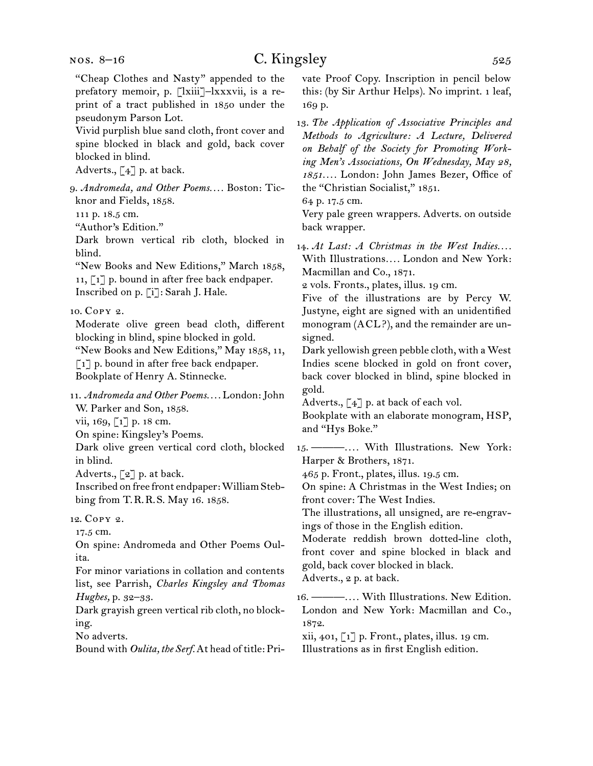"Cheap Clothes and Nasty" appended to the prefatory memoir, p. [lxiii]–lxxxvii, is a reprint of a tract published in 1850 under the pseudonym Parson Lot.
Vivid purplish blue sand cloth, front cover and spine blocked in black and gold, back cover blocked in blind.
Adverts., [4] p. at back.

9. *Andromeda, and Other Poems.*... Boston: Ticknor and Fields, 1858.
111 p. 18.5 cm.
"Author's Edition."
Dark brown vertical rib cloth, blocked in blind.
"New Books and New Editions," March 1858, 11, [1] p. bound in after free back endpaper.
Inscribed on p. [i]: Sarah J. Hale.

10. Copy 2.
Moderate olive green bead cloth, different blocking in blind, spine blocked in gold.
"New Books and New Editions," May 1858, 11, [1] p. bound in after free back endpaper.
Bookplate of Henry A. Stinnecke.

11. *Andromeda and Other Poems.*... London: John W. Parker and Son, 1858.
vii, 169, [1] p. 18 cm.
On spine: Kingsley's Poems.
Dark olive green vertical cord cloth, blocked in blind.
Adverts., [2] p. at back.
Inscribed on free front endpaper: William Stebbing from T.R.R.S. May 16. 1858.

12. Copy 2.
17.5 cm.
On spine: Andromeda and Other Poems Oulita.
For minor variations in collation and contents list, see Parrish, *Charles Kingsley and Thomas Hughes,* p. 32–33.
Dark grayish green vertical rib cloth, no blocking.
No adverts.
Bound with *Oulita, the Serf.* At head of title: Private Proof Copy. Inscription in pencil below this: (by Sir Arthur Helps). No imprint. 1 leaf, 169 p.

13. *The Application of Associative Principles and Methods to Agriculture: A Lecture, Delivered on Behalf of the Society for Promoting Working Men's Associations, On Wednesday, May 28, 1851.*... London: John James Bezer, Office of the "Christian Socialist," 1851.
64 p. 17.5 cm.
Very pale green wrappers. Adverts. on outside back wrapper.

14. *At Last: A Christmas in the West Indies.*... With Illustrations.... London and New York: Macmillan and Co., 1871.
2 vols. Fronts., plates, illus. 19 cm.
Five of the illustrations are by Percy W. Justyne, eight are signed with an unidentified monogram (ACL?), and the remainder are unsigned.
Dark yellowish green pebble cloth, with a West Indies scene blocked in gold on front cover, back cover blocked in blind, spine blocked in gold.
Adverts., [4] p. at back of each vol.
Bookplate with an elaborate monogram, HSP, and "Hys Boke."

15. ———.... With Illustrations. New York: Harper & Brothers, 1871.
465 p. Front., plates, illus. 19.5 cm.
On spine: A Christmas in the West Indies; on front cover: The West Indies.
The illustrations, all unsigned, are re-engravings of those in the English edition.
Moderate reddish brown dotted-line cloth, front cover and spine blocked in black and gold, back cover blocked in black.
Adverts., 2 p. at back.

16. ———.... With Illustrations. New Edition. London and New York: Macmillan and Co., 1872.
xii, 401, [1] p. Front., plates, illus. 19 cm.
Illustrations as in first English edition.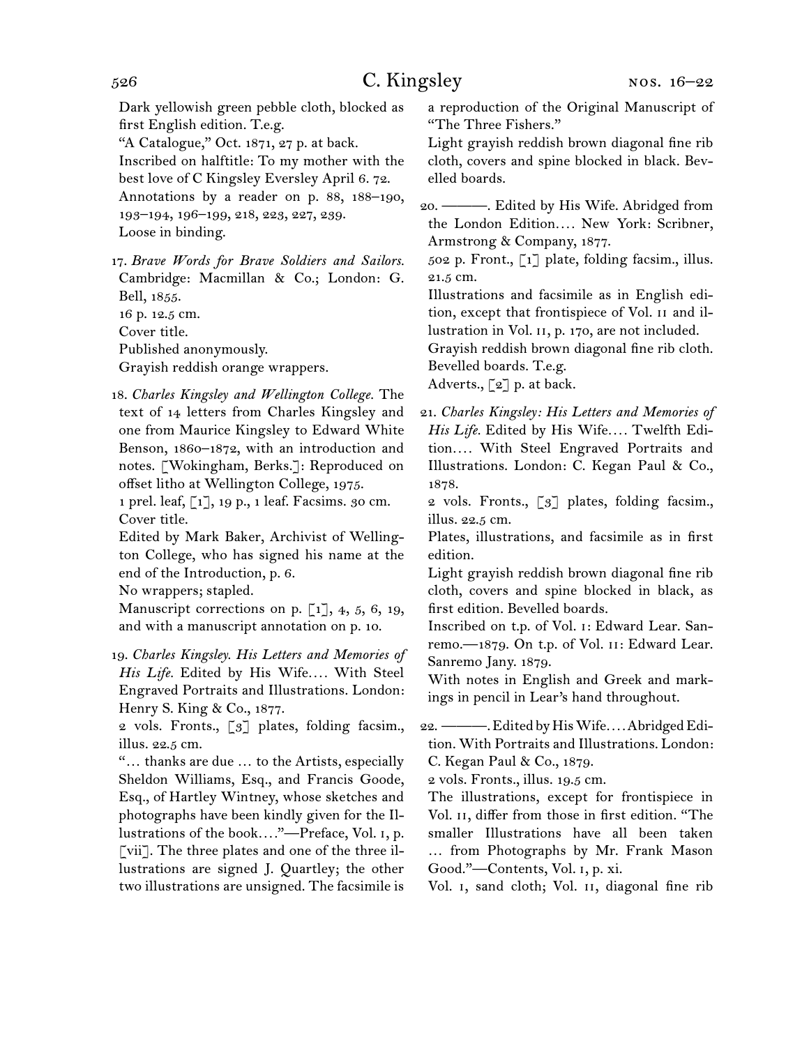Dark yellowish green pebble cloth, blocked as first English edition. T.e.g.

"A Catalogue," Oct. 1871, 27 p. at back.

Inscribed on halftitle: To my mother with the best love of C Kingsley Eversley April 6. 72.

Annotations by a reader on p. 88, 188–190, 193–194, 196–199, 218, 223, 227, 239.

Loose in binding.

17. *Brave Words for Brave Soldiers and Sailors.* Cambridge: Macmillan & Co.; London: G. Bell, 1855.
16 p. 12.5 cm.
Cover title.
Published anonymously.
Grayish reddish orange wrappers.

18. *Charles Kingsley and Wellington College.* The text of 14 letters from Charles Kingsley and one from Maurice Kingsley to Edward White Benson, 1860–1872, with an introduction and notes. [Wokingham, Berks.]: Reproduced on offset litho at Wellington College, 1975.
1 prel. leaf, [1], 19 p., 1 leaf. Facsims. 30 cm.
Cover title.
Edited by Mark Baker, Archivist of Wellington College, who has signed his name at the end of the Introduction, p. 6.
No wrappers; stapled.
Manuscript corrections on p. [1], 4, 5, 6, 19, and with a manuscript annotation on p. 10.

19. *Charles Kingsley. His Letters and Memories of His Life.* Edited by His Wife.... With Steel Engraved Portraits and Illustrations. London: Henry S. King & Co., 1877.
2 vols. Fronts., [3] plates, folding facsim., illus. 22.5 cm.
"... thanks are due ... to the Artists, especially Sheldon Williams, Esq., and Francis Goode, Esq., of Hartley Wintney, whose sketches and photographs have been kindly given for the Illustrations of the book...."—Preface, Vol. I, p. [vii]. The three plates and one of the three illustrations are signed J. Quartley; the other two illustrations are unsigned. The facsimile is a reproduction of the Original Manuscript of "The Three Fishers."
Light grayish reddish brown diagonal fine rib cloth, covers and spine blocked in black. Bevelled boards.

20. ———. Edited by His Wife. Abridged from the London Edition.... New York: Scribner, Armstrong & Company, 1877.
502 p. Front., [1] plate, folding facsim., illus. 21.5 cm.
Illustrations and facsimile as in English edition, except that frontispiece of Vol. II and illustration in Vol. II, p. 170, are not included.
Grayish reddish brown diagonal fine rib cloth. Bevelled boards. T.e.g.
Adverts., [2] p. at back.

21. *Charles Kingsley: His Letters and Memories of His Life.* Edited by His Wife.... Twelfth Edition.... With Steel Engraved Portraits and Illustrations. London: C. Kegan Paul & Co., 1878.
2 vols. Fronts., [3] plates, folding facsim., illus. 22.5 cm.
Plates, illustrations, and facsimile as in first edition.
Light grayish reddish brown diagonal fine rib cloth, covers and spine blocked in black, as first edition. Bevelled boards.
Inscribed on t.p. of Vol. I: Edward Lear. Sanremo.—1879. On t.p. of Vol. II: Edward Lear. Sanremo Jany. 1879.
With notes in English and Greek and markings in pencil in Lear's hand throughout.

22. ———. Edited by His Wife.... Abridged Edition. With Portraits and Illustrations. London: C. Kegan Paul & Co., 1879.
2 vols. Fronts., illus. 19.5 cm.
The illustrations, except for frontispiece in Vol. II, differ from those in first edition. "The smaller Illustrations have all been taken ... from Photographs by Mr. Frank Mason Good."—Contents, Vol. I, p. xi.
Vol. I, sand cloth; Vol. II, diagonal fine rib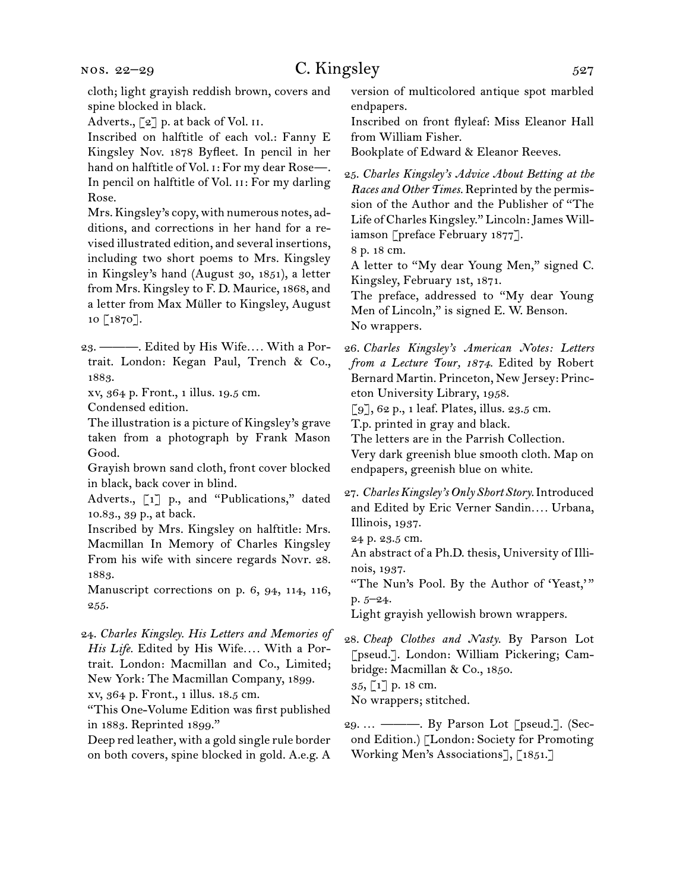cloth; light grayish reddish brown, covers and spine blocked in black.

Adverts., [2] p. at back of Vol. II.

Inscribed on halftitle of each vol.: Fanny E Kingsley Nov. 1878 Byfleet. In pencil in her hand on halftitle of Vol. I: For my dear Rose—. In pencil on halftitle of Vol. II: For my darling Rose.

Mrs. Kingsley's copy, with numerous notes, additions, and corrections in her hand for a revised illustrated edition, and several insertions, including two short poems to Mrs. Kingsley in Kingsley's hand (August 30, 1851), a letter from Mrs. Kingsley to F. D. Maurice, 1868, and a letter from Max Müller to Kingsley, August 10 [1870].

23. ———. Edited by His Wife.... With a Portrait. London: Kegan Paul, Trench & Co., 1883.

xv, 364 p. Front., 1 illus. 19.5 cm.

Condensed edition.

The illustration is a picture of Kingsley's grave taken from a photograph by Frank Mason Good.

Grayish brown sand cloth, front cover blocked in black, back cover in blind.

Adverts., [1] p., and "Publications," dated 10.83., 39 p., at back.

Inscribed by Mrs. Kingsley on halftitle: Mrs. Macmillan In Memory of Charles Kingsley From his wife with sincere regards Novr. 28. 1883.

Manuscript corrections on p. 6, 94, 114, 116, 255.

24. *Charles Kingsley. His Letters and Memories of His Life.* Edited by His Wife.... With a Portrait. London: Macmillan and Co., Limited; New York: The Macmillan Company, 1899.

xv, 364 p. Front., 1 illus. 18.5 cm.

"This One-Volume Edition was first published in 1883. Reprinted 1899."

Deep red leather, with a gold single rule border on both covers, spine blocked in gold. A.e.g. A version of multicolored antique spot marbled endpapers.

Inscribed on front flyleaf: Miss Eleanor Hall from William Fisher.

Bookplate of Edward & Eleanor Reeves.

25. *Charles Kingsley's Advice About Betting at the Races and Other Times.* Reprinted by the permission of the Author and the Publisher of "The Life of Charles Kingsley." Lincoln: James Williamson [preface February 1877].

8 p. 18 cm.

A letter to "My dear Young Men," signed C. Kingsley, February 1st, 1871.

The preface, addressed to "My dear Young Men of Lincoln," is signed E. W. Benson.

No wrappers.

26. *Charles Kingsley's American Notes: Letters from a Lecture Tour, 1874.* Edited by Robert Bernard Martin. Princeton, New Jersey: Princeton University Library, 1958.

[9], 62 p., 1 leaf. Plates, illus. 23.5 cm.

T.p. printed in gray and black.

The letters are in the Parrish Collection.

Very dark greenish blue smooth cloth. Map on endpapers, greenish blue on white.

27. *Charles Kingsley's Only Short Story.* Introduced and Edited by Eric Verner Sandin.... Urbana, Illinois, 1937.

24 p. 23.5 cm.

An abstract of a Ph.D. thesis, University of Illinois, 1937.

"The Nun's Pool. By the Author of 'Yeast,'" p. 5–24.

Light grayish yellowish brown wrappers.

28. *Cheap Clothes and Nasty.* By Parson Lot [pseud.]. London: William Pickering; Cambridge: Macmillan & Co., 1850.

35, [1] p. 18 cm.

No wrappers; stitched.

29. ... ———. By Parson Lot [pseud.]. (Second Edition.) [London: Society for Promoting Working Men's Associations], [1851.]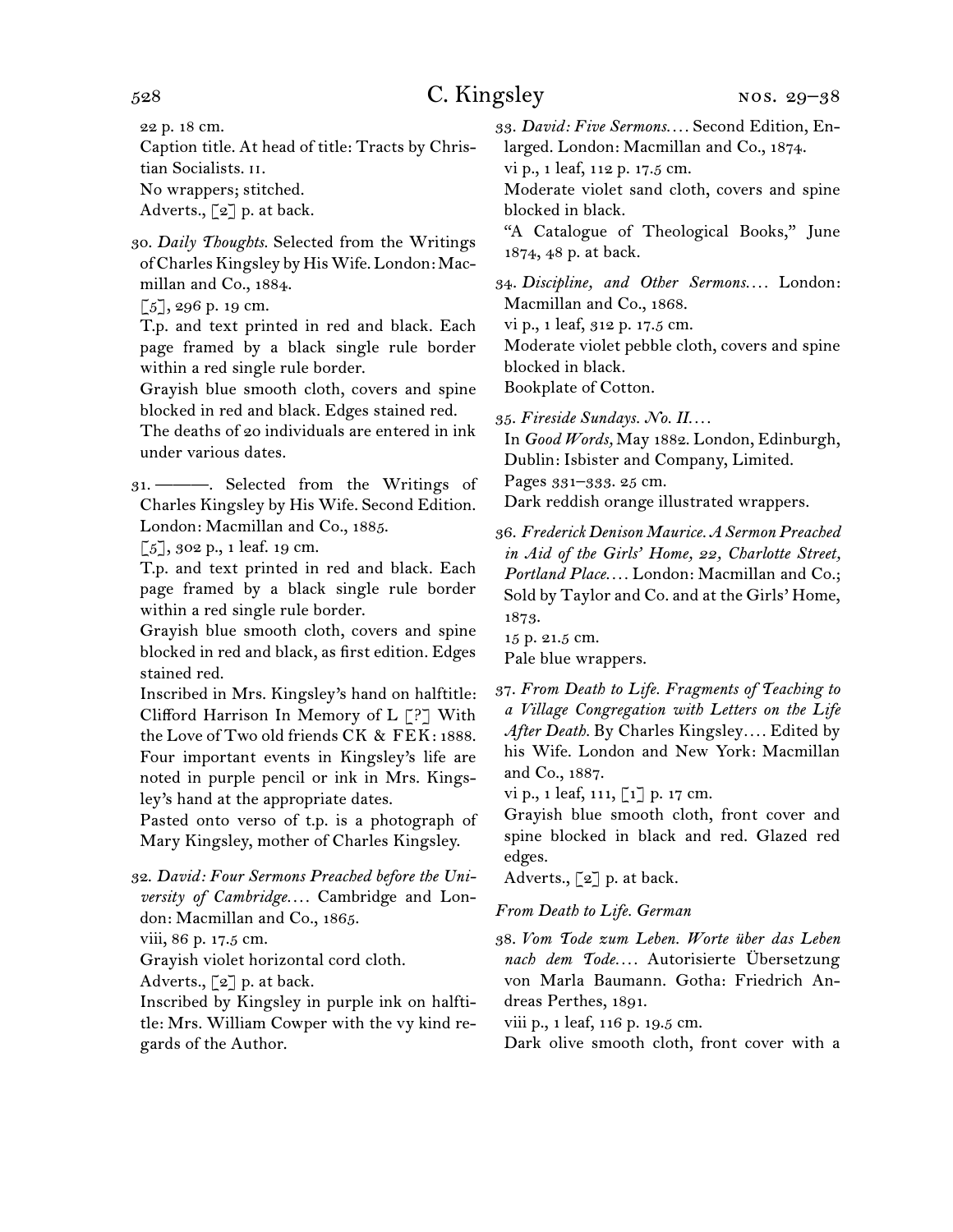22 p. 18 cm.
Caption title. At head of title: Tracts by Christian Socialists. II.
No wrappers; stitched.
Adverts., [2] p. at back.

30. *Daily Thoughts.* Selected from the Writings of Charles Kingsley by His Wife. London: Macmillan and Co., 1884.
[5], 296 p. 19 cm.
T.p. and text printed in red and black. Each page framed by a black single rule border within a red single rule border.
Grayish blue smooth cloth, covers and spine blocked in red and black. Edges stained red.
The deaths of 20 individuals are entered in ink under various dates.

31. ———. Selected from the Writings of Charles Kingsley by His Wife. Second Edition. London: Macmillan and Co., 1885.
[5], 302 p., 1 leaf. 19 cm.
T.p. and text printed in red and black. Each page framed by a black single rule border within a red single rule border.
Grayish blue smooth cloth, covers and spine blocked in red and black, as first edition. Edges stained red.
Inscribed in Mrs. Kingsley's hand on halftitle: Clifford Harrison In Memory of L [?] With the Love of Two old friends CK & FEK: 1888.
Four important events in Kingsley's life are noted in purple pencil or ink in Mrs. Kingsley's hand at the appropriate dates.
Pasted onto verso of t.p. is a photograph of Mary Kingsley, mother of Charles Kingsley.

32. *David: Four Sermons Preached before the University of Cambridge. . . .* Cambridge and London: Macmillan and Co., 1865.
viii, 86 p. 17.5 cm.
Grayish violet horizontal cord cloth.
Adverts., [2] p. at back.
Inscribed by Kingsley in purple ink on halftitle: Mrs. William Cowper with the vy kind regards of the Author.

33. *David: Five Sermons. . . .* Second Edition, Enlarged. London: Macmillan and Co., 1874.
vi p., 1 leaf, 112 p. 17.5 cm.
Moderate violet sand cloth, covers and spine blocked in black.
"A Catalogue of Theological Books," June 1874, 48 p. at back.

34. *Discipline, and Other Sermons. . . .* London: Macmillan and Co., 1868.
vi p., 1 leaf, 312 p. 17.5 cm.
Moderate violet pebble cloth, covers and spine blocked in black.
Bookplate of Cotton.

35. *Fireside Sundays. No. II. . . .*
In *Good Words,* May 1882. London, Edinburgh, Dublin: Isbister and Company, Limited.
Pages 331–333. 25 cm.
Dark reddish orange illustrated wrappers.

36. *Frederick Denison Maurice. A Sermon Preached in Aid of the Girls' Home, 22, Charlotte Street, Portland Place. . . .* London: Macmillan and Co.; Sold by Taylor and Co. and at the Girls' Home, 1873.
15 p. 21.5 cm.
Pale blue wrappers.

37. *From Death to Life. Fragments of Teaching to a Village Congregation with Letters on the Life After Death.* By Charles Kingsley. . . . Edited by his Wife. London and New York: Macmillan and Co., 1887.
vi p., 1 leaf, 111, [1] p. 17 cm.
Grayish blue smooth cloth, front cover and spine blocked in black and red. Glazed red edges.
Adverts., [2] p. at back.

*From Death to Life. German*

38. *Vom Tode zum Leben. Worte über das Leben nach dem Tode. . . .* Autorisierte Übersetzung von Marla Baumann. Gotha: Friedrich Andreas Perthes, 1891.
viii p., 1 leaf, 116 p. 19.5 cm.
Dark olive smooth cloth, front cover with a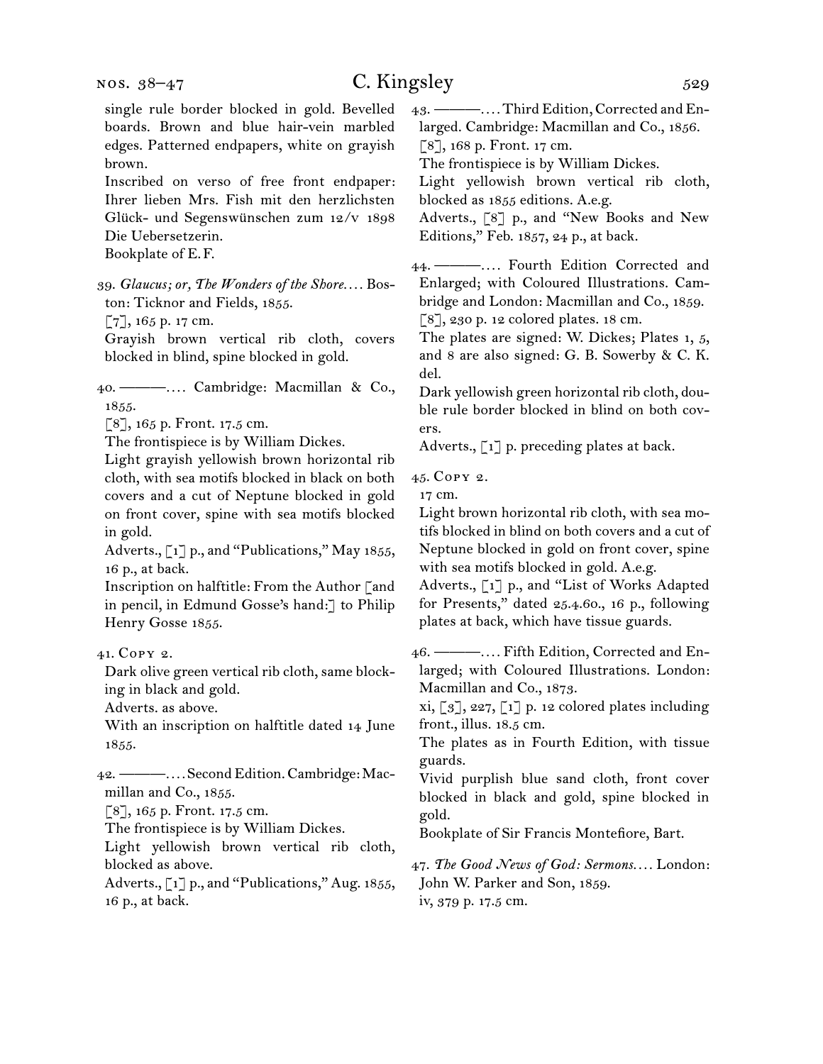single rule border blocked in gold. Bevelled boards. Brown and blue hair-vein marbled edges. Patterned endpapers, white on grayish brown.

Inscribed on verso of free front endpaper: Ihrer lieben Mrs. Fish mit den herzlichsten Glück- und Segenswünschen zum 12/v 1898 Die Uebersetzerin.

Bookplate of E. F.

39. *Glaucus; or, The Wonders of the Shore.*... Boston: Ticknor and Fields, 1855.
[7], 165 p. 17 cm.
Grayish brown vertical rib cloth, covers blocked in blind, spine blocked in gold.

40. ———.... Cambridge: Macmillan & Co., 1855.
[8], 165 p. Front. 17.5 cm.
The frontispiece is by William Dickes.
Light grayish yellowish brown horizontal rib cloth, with sea motifs blocked in black on both covers and a cut of Neptune blocked in gold on front cover, spine with sea motifs blocked in gold.
Adverts., [1] p., and "Publications," May 1855, 16 p., at back.
Inscription on halftitle: From the Author [and in pencil, in Edmund Gosse's hand:] to Philip Henry Gosse 1855.

41. Copy 2.
Dark olive green vertical rib cloth, same blocking in black and gold.
Adverts. as above.
With an inscription on halftitle dated 14 June 1855.

42. ———.... Second Edition. Cambridge: Macmillan and Co., 1855.
[8], 165 p. Front. 17.5 cm.
The frontispiece is by William Dickes.
Light yellowish brown vertical rib cloth, blocked as above.
Adverts., [1] p., and "Publications," Aug. 1855, 16 p., at back.

43. ———.... Third Edition, Corrected and Enlarged. Cambridge: Macmillan and Co., 1856.
[8], 168 p. Front. 17 cm.
The frontispiece is by William Dickes.
Light yellowish brown vertical rib cloth, blocked as 1855 editions. A.e.g.
Adverts., [8] p., and "New Books and New Editions," Feb. 1857, 24 p., at back.

44. ———.... Fourth Edition Corrected and Enlarged; with Coloured Illustrations. Cambridge and London: Macmillan and Co., 1859.
[8], 230 p. 12 colored plates. 18 cm.
The plates are signed: W. Dickes; Plates 1, 5, and 8 are also signed: G. B. Sowerby & C. K. del.
Dark yellowish green horizontal rib cloth, double rule border blocked in blind on both covers.
Adverts., [1] p. preceding plates at back.

45. Copy 2.
17 cm.
Light brown horizontal rib cloth, with sea motifs blocked in blind on both covers and a cut of Neptune blocked in gold on front cover, spine with sea motifs blocked in gold. A.e.g.
Adverts., [1] p., and "List of Works Adapted for Presents," dated 25.4.60., 16 p., following plates at back, which have tissue guards.

46. ———.... Fifth Edition, Corrected and Enlarged; with Coloured Illustrations. London: Macmillan and Co., 1873.
xi, [3], 227, [1] p. 12 colored plates including front., illus. 18.5 cm.
The plates as in Fourth Edition, with tissue guards.
Vivid purplish blue sand cloth, front cover blocked in black and gold, spine blocked in gold.
Bookplate of Sir Francis Montefiore, Bart.

47. *The Good News of God: Sermons.*... London: John W. Parker and Son, 1859.
iv, 379 p. 17.5 cm.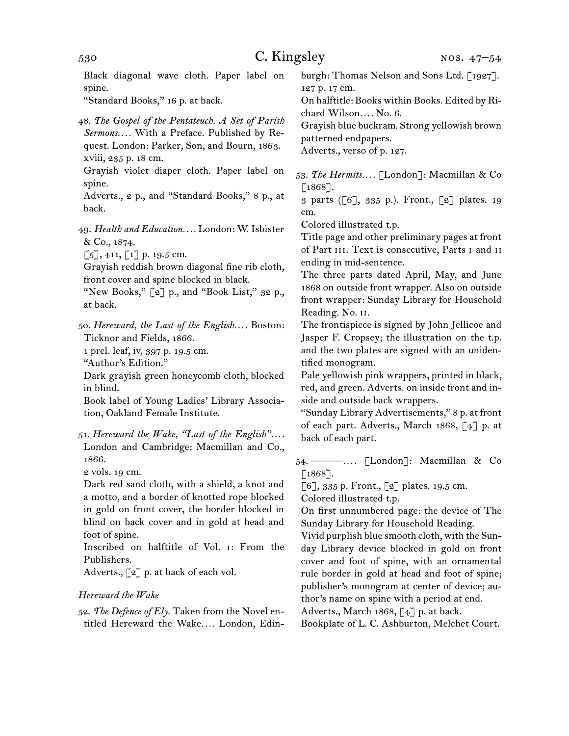Black diagonal wave cloth. Paper label on spine.

“Standard Books,” 16 p. at back.

48. *The Gospel of the Pentateuch. A Set of Parish Sermons*.… With a Preface. Published by Request. London: Parker, Son, and Bourn, 1863.
xviii, 235 p. 18 cm.
Grayish violet diaper cloth. Paper label on spine.
Adverts., 2 p., and “Standard Books,” 8 p., at back.

49. *Health and Education*.… London: W. Isbister & Co., 1874.
[5], 411, [1] p. 19.5 cm.
Grayish reddish brown diagonal fine rib cloth, front cover and spine blocked in black.
“New Books,” [2] p., and “Book List,” 32 p., at back.

50. *Hereward, the Last of the English*.… Boston: Ticknor and Fields, 1866.
1 prel. leaf, iv, 397 p. 19.5 cm.
“Author’s Edition.”
Dark grayish green honeycomb cloth, blocked in blind.
Book label of Young Ladies’ Library Association, Oakland Female Institute.

51. *Hereward the Wake, “Last of the English”*.… London and Cambridge: Macmillan and Co., 1866.
2 vols. 19 cm.
Dark red sand cloth, with a shield, a knot and a motto, and a border of knotted rope blocked in gold on front cover, the border blocked in blind on back cover and in gold at head and foot of spine.
Inscribed on halftitle of Vol. i: From the Publishers.
Adverts., [2] p. at back of each vol.

*Hereward the Wake*

52. *The Defence of Ely.* Taken from the Novel entitled Hereward the Wake.… London, Edinburgh: Thomas Nelson and Sons Ltd. [1927].
127 p. 17 cm.
On halftitle: Books within Books. Edited by Richard Wilson.… No. 6.
Grayish blue buckram. Strong yellowish brown patterned endpapers.
Adverts., verso of p. 127.

53. *The Hermits*.… [London]: Macmillan & Co [1868].
3 parts ([6], 335 p.). Front., [2] plates. 19 cm.
Colored illustrated t.p.
Title page and other preliminary pages at front of Part iii. Text is consecutive, Parts i and ii ending in mid-sentence.
The three parts dated April, May, and June 1868 on outside front wrapper. Also on outside front wrapper: Sunday Library for Household Reading. No. ii.
The frontispiece is signed by John Jellicoe and Jasper F. Cropsey; the illustration on the t.p. and the two plates are signed with an unidentified monogram.
Pale yellowish pink wrappers, printed in black, red, and green. Adverts. on inside front and inside and outside back wrappers.
“Sunday Library Advertisements,” 8 p. at front of each part. Adverts., March 1868, [4] p. at back of each part.

54. ———.… [London]: Macmillan & Co [1868].
[6], 335 p. Front., [2] plates. 19.5 cm.
Colored illustrated t.p.
On first unnumbered page: the device of The Sunday Library for Household Reading.
Vivid purplish blue smooth cloth, with the Sunday Library device blocked in gold on front cover and foot of spine, with an ornamental rule border in gold at head and foot of spine; publisher’s monogram at center of device; author’s name on spine with a period at end.
Adverts., March 1868, [4] p. at back.
Bookplate of L. C. Ashburton, Melchet Court.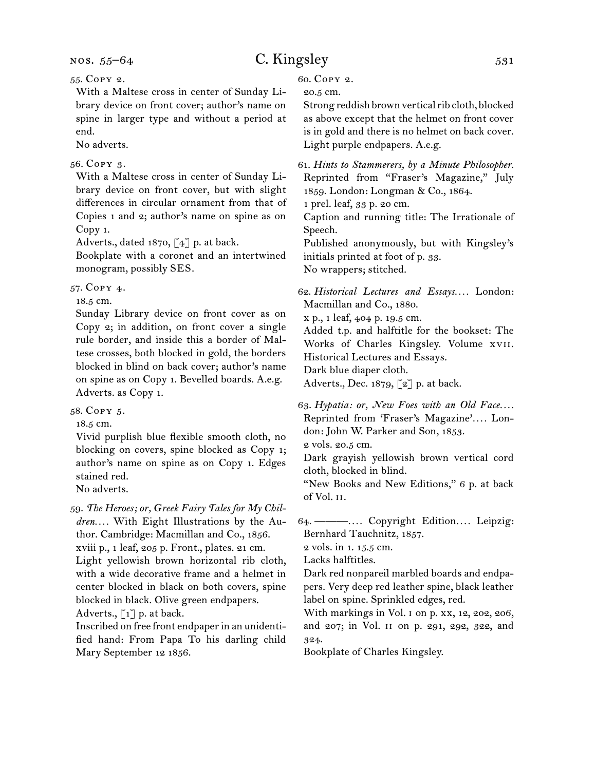55. Copy 2.

With a Maltese cross in center of Sunday Library device on front cover; author's name on spine in larger type and without a period at end.

No adverts.

56. Copy 3.

With a Maltese cross in center of Sunday Library device on front cover, but with slight differences in circular ornament from that of Copies 1 and 2; author's name on spine as on Copy 1.

Adverts., dated 1870, [4] p. at back.

Bookplate with a coronet and an intertwined monogram, possibly SES.

57. Copy 4.

18.5 cm.

Sunday Library device on front cover as on Copy 2; in addition, on front cover a single rule border, and inside this a border of Maltese crosses, both blocked in gold, the borders blocked in blind on back cover; author's name on spine as on Copy 1. Bevelled boards. A.e.g.

Adverts. as Copy 1.

58. Copy 5.

18.5 cm.

Vivid purplish blue flexible smooth cloth, no blocking on covers, spine blocked as Copy 1; author's name on spine as on Copy 1. Edges stained red.

No adverts.

59. *The Heroes; or, Greek Fairy Tales for My Children.*... With Eight Illustrations by the Author. Cambridge: Macmillan and Co., 1856.

xviii p., 1 leaf, 205 p. Front., plates. 21 cm.

Light yellowish brown horizontal rib cloth, with a wide decorative frame and a helmet in center blocked in black on both covers, spine blocked in black. Olive green endpapers.

Adverts., [1] p. at back.

Inscribed on free front endpaper in an unidentified hand: From Papa To his darling child Mary September 12 1856.

60. Copy 2.

20.5 cm.

Strong reddish brown vertical rib cloth, blocked as above except that the helmet on front cover is in gold and there is no helmet on back cover. Light purple endpapers. A.e.g.

61. *Hints to Stammerers, by a Minute Philosopher.* Reprinted from "Fraser's Magazine," July 1859. London: Longman & Co., 1864.

1 prel. leaf, 33 p. 20 cm.

Caption and running title: The Irrationale of Speech.

Published anonymously, but with Kingsley's initials printed at foot of p. 33.

No wrappers; stitched.

62. *Historical Lectures and Essays.*... London: Macmillan and Co., 1880.

x p., 1 leaf, 404 p. 19.5 cm.

Added t.p. and halftitle for the bookset: The Works of Charles Kingsley. Volume xvii. Historical Lectures and Essays.

Dark blue diaper cloth.

Adverts., Dec. 1879, [2] p. at back.

63. *Hypatia: or, New Foes with an Old Face.*... Reprinted from 'Fraser's Magazine'.... London: John W. Parker and Son, 1853.

2 vols. 20.5 cm.

Dark grayish yellowish brown vertical cord cloth, blocked in blind.

"New Books and New Editions," 6 p. at back of Vol. ii.

64. ———.... Copyright Edition.... Leipzig: Bernhard Tauchnitz, 1857.

2 vols. in 1. 15.5 cm.

Lacks halftitles.

Dark red nonpareil marbled boards and endpapers. Very deep red leather spine, black leather label on spine. Sprinkled edges, red.

With markings in Vol. i on p. xx, 12, 202, 206, and 207; in Vol. ii on p. 291, 292, 322, and 324.

Bookplate of Charles Kingsley.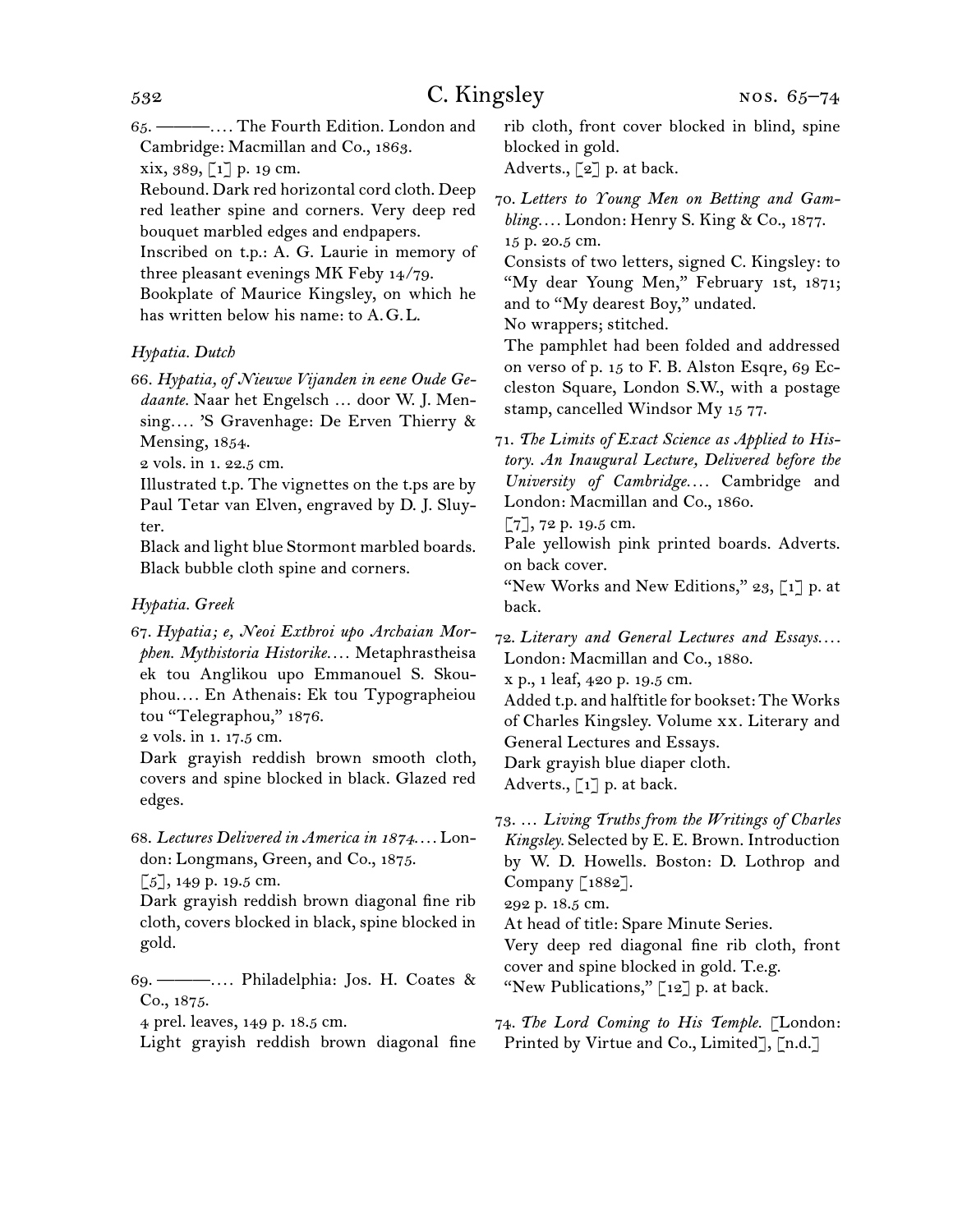65. ———. . . . The Fourth Edition. London and Cambridge: Macmillan and Co., 1863.
xix, 389, [1] p. 19 cm.
Rebound. Dark red horizontal cord cloth. Deep red leather spine and corners. Very deep red bouquet marbled edges and endpapers.
Inscribed on t.p.: A. G. Laurie in memory of three pleasant evenings MK Feby 14/79.
Bookplate of Maurice Kingsley, on which he has written below his name: to A. G. L.

*Hypatia. Dutch*

66. *Hypatia, of Nieuwe Vijanden in eene Oude Gedaante.* Naar het Engelsch … door W. J. Mensing. . . . 'S Gravenhage: De Erven Thierry & Mensing, 1854.
2 vols. in 1. 22.5 cm.
Illustrated t.p. The vignettes on the t.ps are by Paul Tetar van Elven, engraved by D. J. Sluyter.
Black and light blue Stormont marbled boards. Black bubble cloth spine and corners.

*Hypatia. Greek*

67. *Hypatia; e, Neoi Exthroi upo Archaian Morphen. Mythistoria Historike.* . . . Metaphrastheisa ek tou Anglikou upo Emmanouel S. Skouphou. . . . En Athenais: Ek tou Typographeiou tou "Telegraphou," 1876.
2 vols. in 1. 17.5 cm.
Dark grayish reddish brown smooth cloth, covers and spine blocked in black. Glazed red edges.

68. *Lectures Delivered in America in 1874.* . . . London: Longmans, Green, and Co., 1875.
[5], 149 p. 19.5 cm.
Dark grayish reddish brown diagonal fine rib cloth, covers blocked in black, spine blocked in gold.

69. ———. . . . Philadelphia: Jos. H. Coates & Co., 1875.
4 prel. leaves, 149 p. 18.5 cm.
Light grayish reddish brown diagonal fine rib cloth, front cover blocked in blind, spine blocked in gold.
Adverts., [2] p. at back.

70. *Letters to Young Men on Betting and Gambling.* . . . London: Henry S. King & Co., 1877.
15 p. 20.5 cm.
Consists of two letters, signed C. Kingsley: to "My dear Young Men," February 1st, 1871; and to "My dearest Boy," undated.
No wrappers; stitched.
The pamphlet had been folded and addressed on verso of p. 15 to F. B. Alston Esqre, 69 Eccleston Square, London S.W., with a postage stamp, cancelled Windsor My 15 77.

71. *The Limits of Exact Science as Applied to History. An Inaugural Lecture, Delivered before the University of Cambridge.* . . . Cambridge and London: Macmillan and Co., 1860.
[7], 72 p. 19.5 cm.
Pale yellowish pink printed boards. Adverts. on back cover.
"New Works and New Editions," 23, [1] p. at back.

72. *Literary and General Lectures and Essays.* . . . London: Macmillan and Co., 1880.
x p., 1 leaf, 420 p. 19.5 cm.
Added t.p. and halftitle for bookset: The Works of Charles Kingsley. Volume xx. Literary and General Lectures and Essays.
Dark grayish blue diaper cloth.
Adverts., [1] p. at back.

73. … *Living Truths from the Writings of Charles Kingsley.* Selected by E. E. Brown. Introduction by W. D. Howells. Boston: D. Lothrop and Company [1882].
292 p. 18.5 cm.
At head of title: Spare Minute Series.
Very deep red diagonal fine rib cloth, front cover and spine blocked in gold. T.e.g.
"New Publications," [12] p. at back.

74. *The Lord Coming to His Temple.* [London: Printed by Virtue and Co., Limited], [n.d.]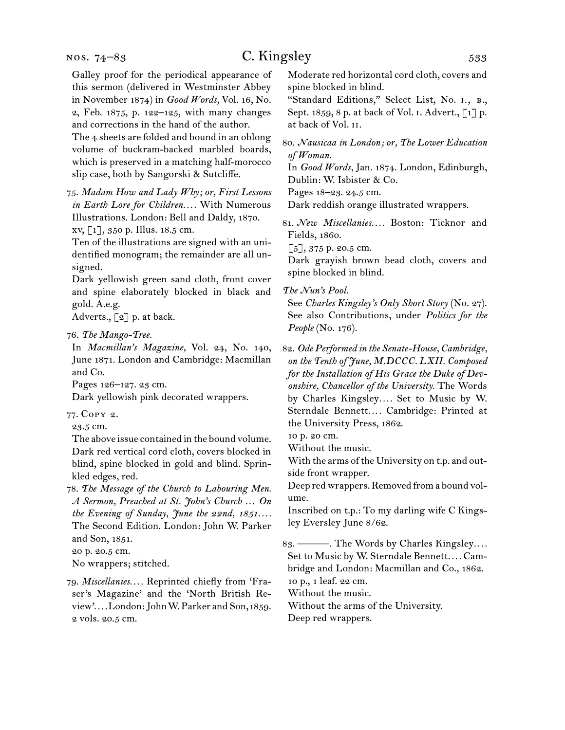Galley proof for the periodical appearance of this sermon (delivered in Westminster Abbey in November 1874) in *Good Words,* Vol. 16, No. 2, Feb. 1875, p. 122–125, with many changes and corrections in the hand of the author.

The 4 sheets are folded and bound in an oblong volume of buckram-backed marbled boards, which is preserved in a matching half-morocco slip case, both by Sangorski & Sutcliffe.

75. *Madam How and Lady Why; or, First Lessons in Earth Lore for Children.…* With Numerous Illustrations. London: Bell and Daldy, 1870.
xv, [1], 350 p. Illus. 18.5 cm.
Ten of the illustrations are signed with an unidentified monogram; the remainder are all unsigned.
Dark yellowish green sand cloth, front cover and spine elaborately blocked in black and gold. A.e.g.
Adverts., [2] p. at back.

76. *The Mango-Tree.*
In *Macmillan's Magazine,* Vol. 24, No. 140, June 1871. London and Cambridge: Macmillan and Co.
Pages 126–127. 23 cm.
Dark yellowish pink decorated wrappers.

77. Copy 2.
23.5 cm.
The above issue contained in the bound volume. Dark red vertical cord cloth, covers blocked in blind, spine blocked in gold and blind. Sprinkled edges, red.

78. *The Message of the Church to Labouring Men. A Sermon, Preached at St. John's Church … On the Evening of Sunday, June the 22nd, 1851.…* The Second Edition. London: John W. Parker and Son, 1851.
20 p. 20.5 cm.
No wrappers; stitched.

79. *Miscellanies.…* Reprinted chiefly from 'Fraser's Magazine' and the 'North British Review'.…London: John W. Parker and Son, 1859.
2 vols. 20.5 cm.
Moderate red horizontal cord cloth, covers and spine blocked in blind.
"Standard Editions," Select List, No. i., b., Sept. 1859, 8 p. at back of Vol. i. Advert., [1] p. at back of Vol. ii.

80. *Nausicaa in London; or, The Lower Education of Woman.*
In *Good Words,* Jan. 1874. London, Edinburgh, Dublin: W. Isbister & Co.
Pages 18–23. 24.5 cm.
Dark reddish orange illustrated wrappers.

81. *New Miscellanies.…* Boston: Ticknor and Fields, 1860.
[5], 375 p. 20.5 cm.
Dark grayish brown bead cloth, covers and spine blocked in blind.

*The Nun's Pool.*
See *Charles Kingsley's Only Short Story* (No. 27). See also Contributions, under *Politics for the People* (No. 176).

82. *Ode Performed in the Senate-House, Cambridge, on the Tenth of June, M.DCCC. LXII. Composed for the Installation of His Grace the Duke of Devonshire, Chancellor of the University.* The Words by Charles Kingsley.… Set to Music by W. Sterndale Bennett.… Cambridge: Printed at the University Press, 1862.
10 p. 20 cm.
Without the music.
With the arms of the University on t.p. and outside front wrapper.
Deep red wrappers. Removed from a bound volume.
Inscribed on t.p.: To my darling wife C Kingsley Eversley June 8/62.

83. ———. The Words by Charles Kingsley.… Set to Music by W. Sterndale Bennett.… Cambridge and London: Macmillan and Co., 1862.
10 p., 1 leaf. 22 cm.
Without the music.
Without the arms of the University.
Deep red wrappers.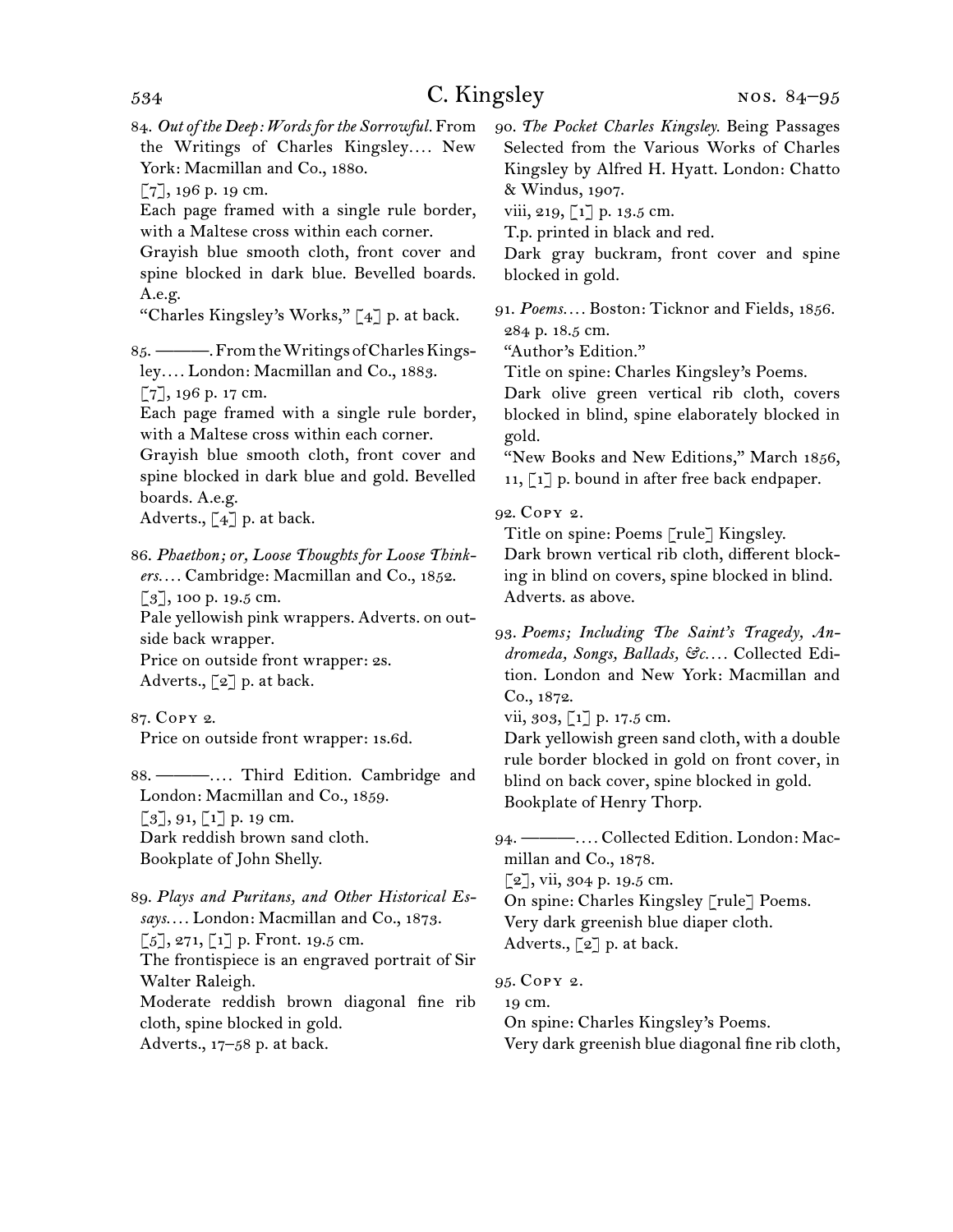84. *Out of the Deep: Words for the Sorrowful.* From the Writings of Charles Kingsley.... New York: Macmillan and Co., 1880.
[7], 196 p. 19 cm.
Each page framed with a single rule border, with a Maltese cross within each corner.
Grayish blue smooth cloth, front cover and spine blocked in dark blue. Bevelled boards. A.e.g.
"Charles Kingsley's Works," [4] p. at back.

85. ———. From the Writings of Charles Kingsley.... London: Macmillan and Co., 1883.
[7], 196 p. 17 cm.
Each page framed with a single rule border, with a Maltese cross within each corner.
Grayish blue smooth cloth, front cover and spine blocked in dark blue and gold. Bevelled boards. A.e.g.
Adverts., [4] p. at back.

86. *Phaethon; or, Loose Thoughts for Loose Thinkers....* Cambridge: Macmillan and Co., 1852.
[3], 100 p. 19.5 cm.
Pale yellowish pink wrappers. Adverts. on outside back wrapper.
Price on outside front wrapper: 2s.
Adverts., [2] p. at back.

87. Copy 2.
Price on outside front wrapper: 1s.6d.

88. ———.... Third Edition. Cambridge and London: Macmillan and Co., 1859.
[3], 91, [1] p. 19 cm.
Dark reddish brown sand cloth.
Bookplate of John Shelly.

89. *Plays and Puritans, and Other Historical Essays....* London: Macmillan and Co., 1873.
[5], 271, [1] p. Front. 19.5 cm.
The frontispiece is an engraved portrait of Sir Walter Raleigh.
Moderate reddish brown diagonal fine rib cloth, spine blocked in gold.
Adverts., 17–58 p. at back.

90. *The Pocket Charles Kingsley.* Being Passages Selected from the Various Works of Charles Kingsley by Alfred H. Hyatt. London: Chatto & Windus, 1907.
viii, 219, [1] p. 13.5 cm.
T.p. printed in black and red.
Dark gray buckram, front cover and spine blocked in gold.

91. *Poems....* Boston: Ticknor and Fields, 1856.
284 p. 18.5 cm.
"Author's Edition."
Title on spine: Charles Kingsley's Poems.
Dark olive green vertical rib cloth, covers blocked in blind, spine elaborately blocked in gold.
"New Books and New Editions," March 1856, 11, [1] p. bound in after free back endpaper.

92. Copy 2.
Title on spine: Poems [rule] Kingsley.
Dark brown vertical rib cloth, different blocking in blind on covers, spine blocked in blind.
Adverts. as above.

93. *Poems; Including The Saint's Tragedy, Andromeda, Songs, Ballads, &c....* Collected Edition. London and New York: Macmillan and Co., 1872.
vii, 303, [1] p. 17.5 cm.
Dark yellowish green sand cloth, with a double rule border blocked in gold on front cover, in blind on back cover, spine blocked in gold.
Bookplate of Henry Thorp.

94. ———.... Collected Edition. London: Macmillan and Co., 1878.
[2], vii, 304 p. 19.5 cm.
On spine: Charles Kingsley [rule] Poems.
Very dark greenish blue diaper cloth.
Adverts., [2] p. at back.

95. Copy 2.
19 cm.
On spine: Charles Kingsley's Poems.
Very dark greenish blue diagonal fine rib cloth,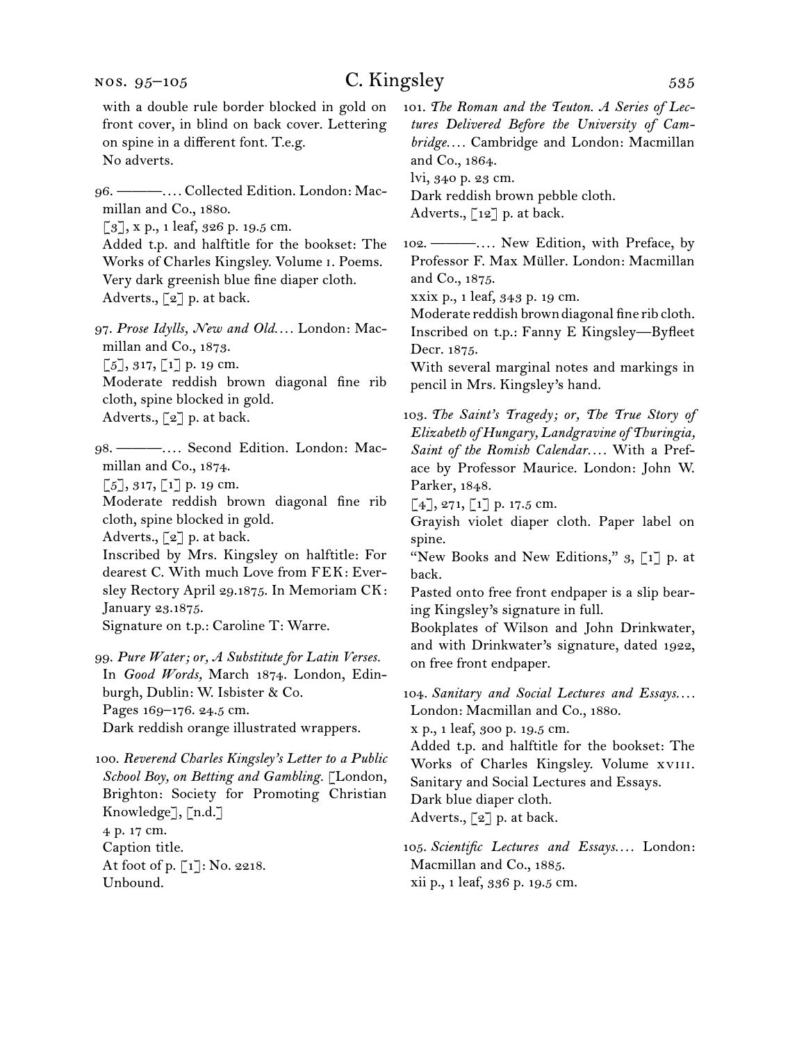with a double rule border blocked in gold on front cover, in blind on back cover. Lettering on spine in a different font. T.e.g.
No adverts.

96. ———. . . . Collected Edition. London: Macmillan and Co., 1880.
[3], x p., 1 leaf, 326 p. 19.5 cm.
Added t.p. and halftitle for the bookset: The Works of Charles Kingsley. Volume i. Poems.
Very dark greenish blue fine diaper cloth.
Adverts., [2] p. at back.

97. *Prose Idylls, New and Old. . . .* London: Macmillan and Co., 1873.
[5], 317, [1] p. 19 cm.
Moderate reddish brown diagonal fine rib cloth, spine blocked in gold.
Adverts., [2] p. at back.

98. ———. . . . Second Edition. London: Macmillan and Co., 1874.
[5], 317, [1] p. 19 cm.
Moderate reddish brown diagonal fine rib cloth, spine blocked in gold.
Adverts., [2] p. at back.
Inscribed by Mrs. Kingsley on halftitle: For dearest C. With much Love from FEK: Eversley Rectory April 29.1875. In Memoriam CK: January 23.1875.
Signature on t.p.: Caroline T: Warre.

99. *Pure Water; or, A Substitute for Latin Verses.* In *Good Words,* March 1874. London, Edinburgh, Dublin: W. Isbister & Co.
Pages 169–176. 24.5 cm.
Dark reddish orange illustrated wrappers.

100. *Reverend Charles Kingsley's Letter to a Public School Boy, on Betting and Gambling.* [London, Brighton: Society for Promoting Christian Knowledge], [n.d.]
4 p. 17 cm.
Caption title.
At foot of p. [1]: No. 2218.
Unbound.

101. *The Roman and the Teuton. A Series of Lectures Delivered Before the University of Cambridge. . . .* Cambridge and London: Macmillan and Co., 1864.
lvi, 340 p. 23 cm.
Dark reddish brown pebble cloth.
Adverts., [12] p. at back.

102. ———. . . . New Edition, with Preface, by Professor F. Max Müller. London: Macmillan and Co., 1875.
xxix p., 1 leaf, 343 p. 19 cm.
Moderate reddish brown diagonal fine rib cloth.
Inscribed on t.p.: Fanny E Kingsley—Byfleet Decr. 1875.
With several marginal notes and markings in pencil in Mrs. Kingsley's hand.

103. *The Saint's Tragedy; or, The True Story of Elizabeth of Hungary, Landgravine of Thuringia, Saint of the Romish Calendar. . . .* With a Preface by Professor Maurice. London: John W. Parker, 1848.
[4], 271, [1] p. 17.5 cm.
Grayish violet diaper cloth. Paper label on spine.
"New Books and New Editions," 3, [1] p. at back.
Pasted onto free front endpaper is a slip bearing Kingsley's signature in full.
Bookplates of Wilson and John Drinkwater, and with Drinkwater's signature, dated 1922, on free front endpaper.

104. *Sanitary and Social Lectures and Essays. . . .* London: Macmillan and Co., 1880.
x p., 1 leaf, 300 p. 19.5 cm.
Added t.p. and halftitle for the bookset: The Works of Charles Kingsley. Volume xviii. Sanitary and Social Lectures and Essays.
Dark blue diaper cloth.
Adverts., [2] p. at back.

105. *Scientific Lectures and Essays. . . .* London: Macmillan and Co., 1885.
xii p., 1 leaf, 336 p. 19.5 cm.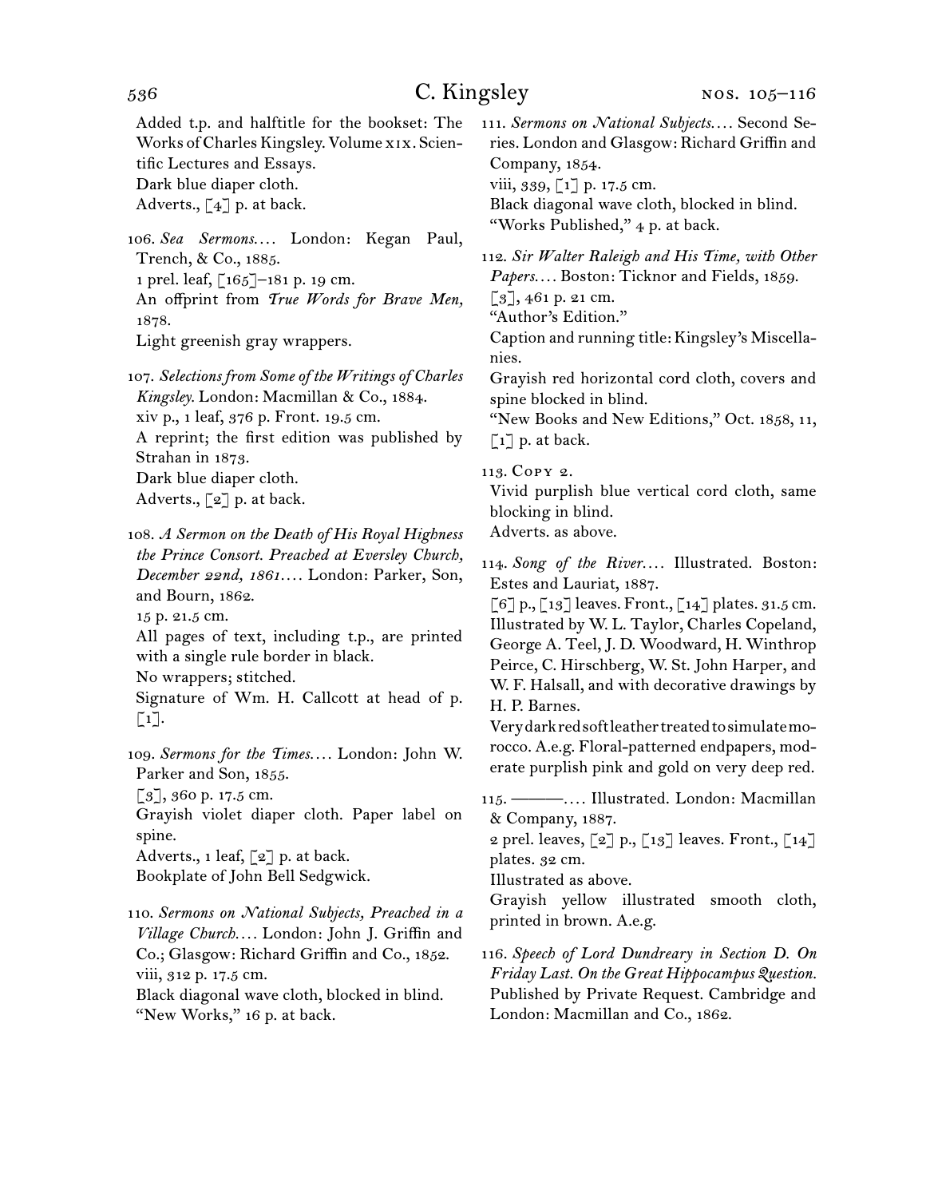Added t.p. and halftitle for the bookset: The Works of Charles Kingsley. Volume xix. Scientific Lectures and Essays.
Dark blue diaper cloth.
Adverts., [4] p. at back.

106. *Sea Sermons.…* London: Kegan Paul, Trench, & Co., 1885.
1 prel. leaf, [165]–181 p. 19 cm.
An offprint from *True Words for Brave Men,* 1878.
Light greenish gray wrappers.

107. *Selections from Some of the Writings of Charles Kingsley.* London: Macmillan & Co., 1884.
xiv p., 1 leaf, 376 p. Front. 19.5 cm.
A reprint; the first edition was published by Strahan in 1873.
Dark blue diaper cloth.
Adverts., [2] p. at back.

108. *A Sermon on the Death of His Royal Highness the Prince Consort. Preached at Eversley Church, December 22nd, 1861.…* London: Parker, Son, and Bourn, 1862.
15 p. 21.5 cm.
All pages of text, including t.p., are printed with a single rule border in black.
No wrappers; stitched.
Signature of Wm. H. Callcott at head of p. [1].

109. *Sermons for the Times.…* London: John W. Parker and Son, 1855.
[3], 360 p. 17.5 cm.
Grayish violet diaper cloth. Paper label on spine.
Adverts., 1 leaf, [2] p. at back.
Bookplate of John Bell Sedgwick.

110. *Sermons on National Subjects, Preached in a Village Church.…* London: John J. Griffin and Co.; Glasgow: Richard Griffin and Co., 1852.
viii, 312 p. 17.5 cm.
Black diagonal wave cloth, blocked in blind.
"New Works," 16 p. at back.

111. *Sermons on National Subjects.…* Second Series. London and Glasgow: Richard Griffin and Company, 1854.
viii, 339, [1] p. 17.5 cm.
Black diagonal wave cloth, blocked in blind.
"Works Published," 4 p. at back.

112. *Sir Walter Raleigh and His Time, with Other Papers.…* Boston: Ticknor and Fields, 1859.
[3], 461 p. 21 cm.
"Author's Edition."
Caption and running title: Kingsley's Miscellanies.
Grayish red horizontal cord cloth, covers and spine blocked in blind.
"New Books and New Editions," Oct. 1858, 11, [1] p. at back.

113. Copy 2.
Vivid purplish blue vertical cord cloth, same blocking in blind.
Adverts. as above.

114. *Song of the River.…* Illustrated. Boston: Estes and Lauriat, 1887.
[6] p., [13] leaves. Front., [14] plates. 31.5 cm.
Illustrated by W. L. Taylor, Charles Copeland, George A. Teel, J. D. Woodward, H. Winthrop Peirce, C. Hirschberg, W. St. John Harper, and W. F. Halsall, and with decorative drawings by H. P. Barnes.
Very dark red soft leather treated to simulate morocco. A.e.g. Floral-patterned endpapers, moderate purplish pink and gold on very deep red.

115. ———.… Illustrated. London: Macmillan & Company, 1887.
2 prel. leaves, [2] p., [13] leaves. Front., [14] plates. 32 cm.
Illustrated as above.
Grayish yellow illustrated smooth cloth, printed in brown. A.e.g.

116. *Speech of Lord Dundreary in Section D. On Friday Last. On the Great Hippocampus Question.* Published by Private Request. Cambridge and London: Macmillan and Co., 1862.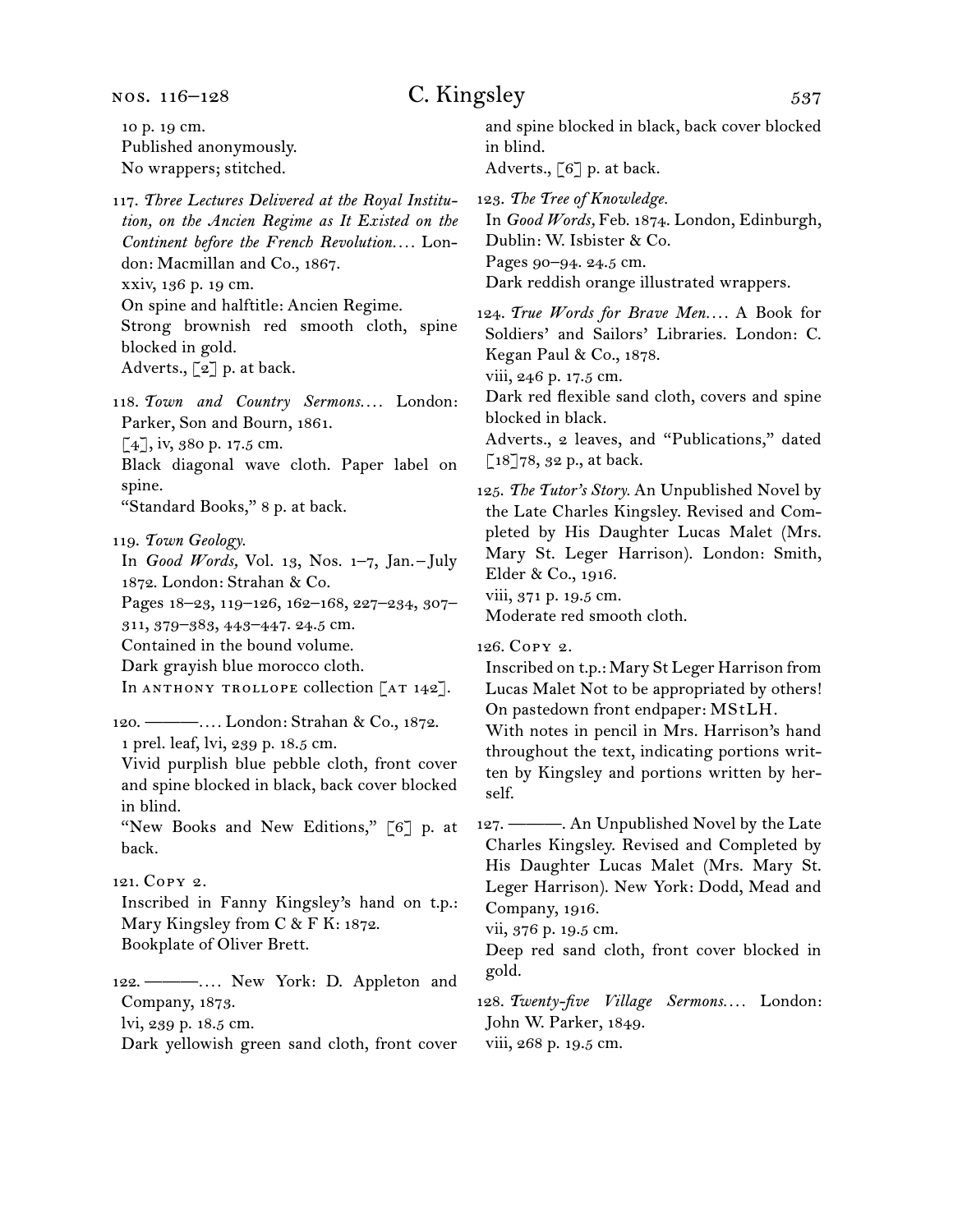10 p. 19 cm.
Published anonymously.
No wrappers; stitched.

117. *Three Lectures Delivered at the Royal Institution, on the Ancien Regime as It Existed on the Continent before the French Revolution. . . .* London: Macmillan and Co., 1867.
xxiv, 136 p. 19 cm.
On spine and halftitle: Ancien Regime.
Strong brownish red smooth cloth, spine blocked in gold.
Adverts., [2] p. at back.

118. *Town and Country Sermons. . . .* London: Parker, Son and Bourn, 1861.
[4], iv, 380 p. 17.5 cm.
Black diagonal wave cloth. Paper label on spine.
"Standard Books," 8 p. at back.

119. *Town Geology.*
In *Good Words,* Vol. 13, Nos. 1–7, Jan.–July 1872. London: Strahan & Co.
Pages 18–23, 119–126, 162–168, 227–234, 307–311, 379–383, 443–447. 24.5 cm.
Contained in the bound volume.
Dark grayish blue morocco cloth.
In ANTHONY TROLLOPE collection [AT 142].

120. ———. . . . London: Strahan & Co., 1872.
1 prel. leaf, lvi, 239 p. 18.5 cm.
Vivid purplish blue pebble cloth, front cover and spine blocked in black, back cover blocked in blind.
"New Books and New Editions," [6] p. at back.

121. Copy 2.
Inscribed in Fanny Kingsley's hand on t.p.: Mary Kingsley from C & F K: 1872.
Bookplate of Oliver Brett.

122. ———. . . . New York: D. Appleton and Company, 1873.
lvi, 239 p. 18.5 cm.
Dark yellowish green sand cloth, front cover and spine blocked in black, back cover blocked in blind.
Adverts., [6] p. at back.

123. *The Tree of Knowledge.*
In *Good Words,* Feb. 1874. London, Edinburgh, Dublin: W. Isbister & Co.
Pages 90–94. 24.5 cm.
Dark reddish orange illustrated wrappers.

124. *True Words for Brave Men. . . .* A Book for Soldiers' and Sailors' Libraries. London: C. Kegan Paul & Co., 1878.
viii, 246 p. 17.5 cm.
Dark red flexible sand cloth, covers and spine blocked in black.
Adverts., 2 leaves, and "Publications," dated [18]78, 32 p., at back.

125. *The Tutor's Story.* An Unpublished Novel by the Late Charles Kingsley. Revised and Completed by His Daughter Lucas Malet (Mrs. Mary St. Leger Harrison). London: Smith, Elder & Co., 1916.
viii, 371 p. 19.5 cm.
Moderate red smooth cloth.

126. Copy 2.
Inscribed on t.p.: Mary St Leger Harrison from Lucas Malet Not to be appropriated by others!
On pastedown front endpaper: MStLH.
With notes in pencil in Mrs. Harrison's hand throughout the text, indicating portions written by Kingsley and portions written by herself.

127. ———. An Unpublished Novel by the Late Charles Kingsley. Revised and Completed by His Daughter Lucas Malet (Mrs. Mary St. Leger Harrison). New York: Dodd, Mead and Company, 1916.
vii, 376 p. 19.5 cm.
Deep red sand cloth, front cover blocked in gold.

128. *Twenty-five Village Sermons. . . .* London: John W. Parker, 1849.
viii, 268 p. 19.5 cm.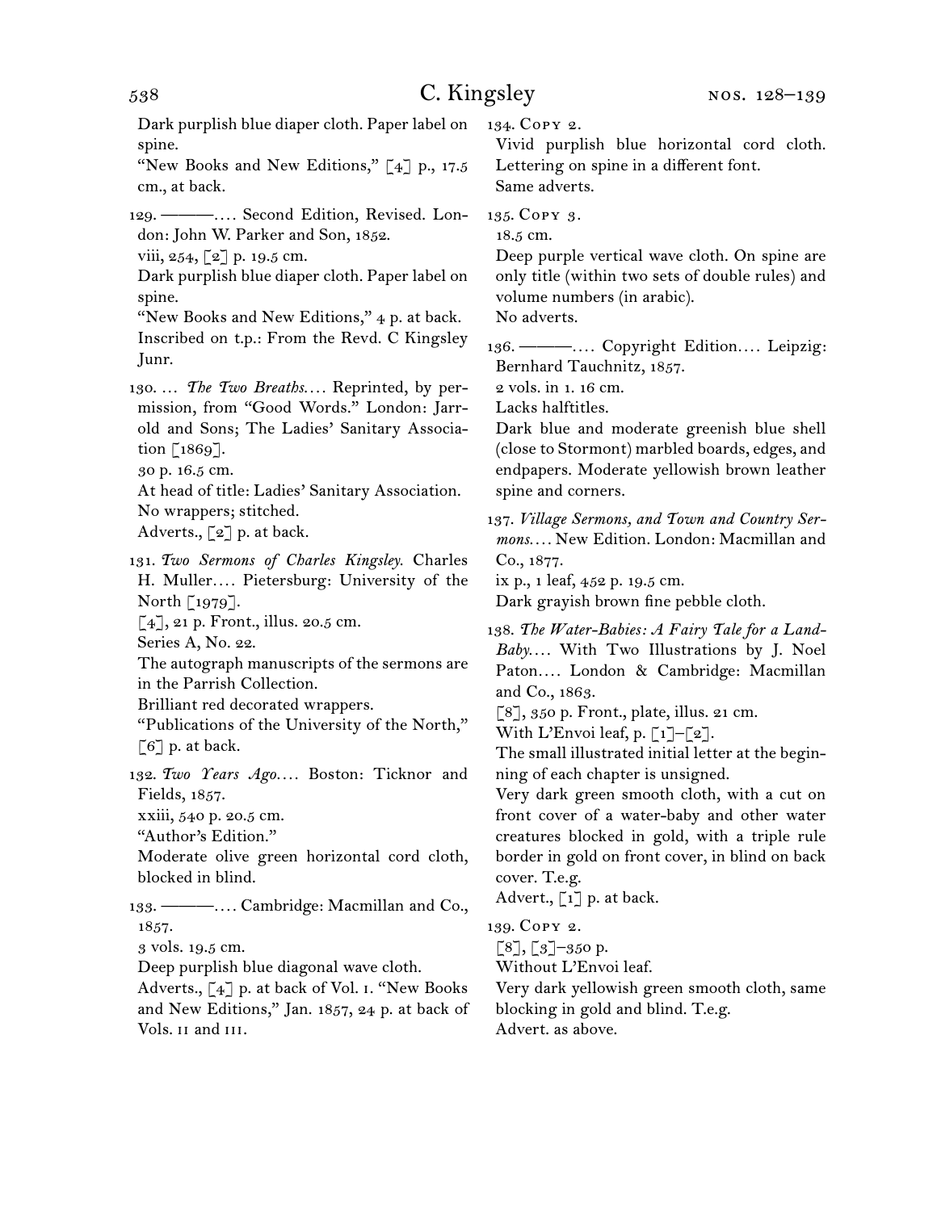Dark purplish blue diaper cloth. Paper label on spine.
"New Books and New Editions," [4] p., 17.5 cm., at back.

129. ———. . . . Second Edition, Revised. London: John W. Parker and Son, 1852.
viii, 254, [2] p. 19.5 cm.
Dark purplish blue diaper cloth. Paper label on spine.
"New Books and New Editions," 4 p. at back.
Inscribed on t.p.: From the Revd. C Kingsley Junr.

130. . . . *The Two Breaths*. . . . Reprinted, by permission, from "Good Words." London: Jarrold and Sons; The Ladies' Sanitary Association [1869].
30 p. 16.5 cm.
At head of title: Ladies' Sanitary Association.
No wrappers; stitched.
Adverts., [2] p. at back.

131. *Two Sermons of Charles Kingsley.* Charles H. Muller. . . . Pietersburg: University of the North [1979].
[4], 21 p. Front., illus. 20.5 cm.
Series A, No. 22.
The autograph manuscripts of the sermons are in the Parrish Collection.
Brilliant red decorated wrappers.
"Publications of the University of the North," [6] p. at back.

132. *Two Years Ago*. . . . Boston: Ticknor and Fields, 1857.
xxiii, 540 p. 20.5 cm.
"Author's Edition."
Moderate olive green horizontal cord cloth, blocked in blind.

133. ———. . . . Cambridge: Macmillan and Co., 1857.
3 vols. 19.5 cm.
Deep purplish blue diagonal wave cloth.
Adverts., [4] p. at back of Vol. I. "New Books and New Editions," Jan. 1857, 24 p. at back of Vols. II and III.

134. Copy 2.
Vivid purplish blue horizontal cord cloth. Lettering on spine in a different font.
Same adverts.

135. Copy 3.
18.5 cm.
Deep purple vertical wave cloth. On spine are only title (within two sets of double rules) and volume numbers (in arabic).
No adverts.

136. ———. . . . Copyright Edition. . . . Leipzig: Bernhard Tauchnitz, 1857.
2 vols. in 1. 16 cm.
Lacks halftitles.
Dark blue and moderate greenish blue shell (close to Stormont) marbled boards, edges, and endpapers. Moderate yellowish brown leather spine and corners.

137. *Village Sermons, and Town and Country Sermons*. . . . New Edition. London: Macmillan and Co., 1877.
ix p., 1 leaf, 452 p. 19.5 cm.
Dark grayish brown fine pebble cloth.

138. *The Water-Babies: A Fairy Tale for a Land-Baby*. . . . With Two Illustrations by J. Noel Paton. . . . London & Cambridge: Macmillan and Co., 1863.
[8], 350 p. Front., plate, illus. 21 cm.
With L'Envoi leaf, p. [1]–[2].
The small illustrated initial letter at the beginning of each chapter is unsigned.
Very dark green smooth cloth, with a cut on front cover of a water-baby and other water creatures blocked in gold, with a triple rule border in gold on front cover, in blind on back cover. T.e.g.
Advert., [1] p. at back.

139. Copy 2.
[8], [3]–350 p.
Without L'Envoi leaf.
Very dark yellowish green smooth cloth, same blocking in gold and blind. T.e.g.
Advert. as above.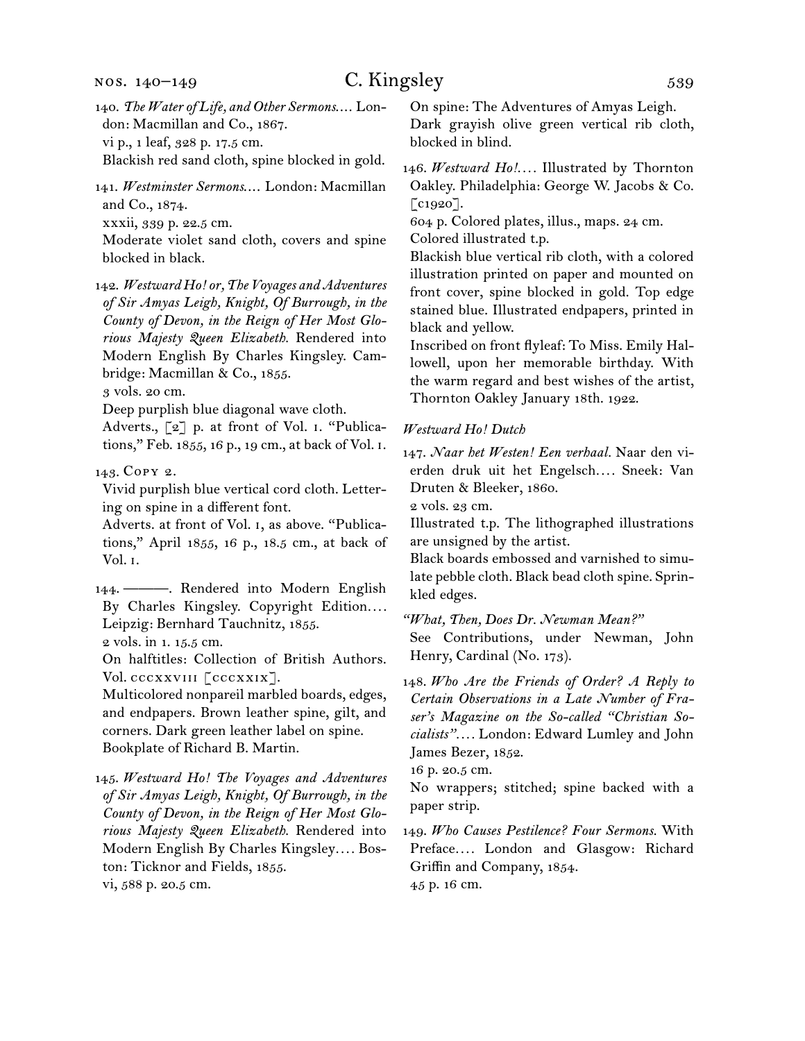140. *The Water of Life, and Other Sermons.*… London: Macmillan and Co., 1867.
vi p., 1 leaf, 328 p. 17.5 cm.
Blackish red sand cloth, spine blocked in gold.

141. *Westminster Sermons.*… London: Macmillan and Co., 1874.
xxxii, 339 p. 22.5 cm.
Moderate violet sand cloth, covers and spine blocked in black.

142. *Westward Ho! or, The Voyages and Adventures of Sir Amyas Leigh, Knight, Of Burrough, in the County of Devon, in the Reign of Her Most Glorious Majesty Queen Elizabeth.* Rendered into Modern English By Charles Kingsley. Cambridge: Macmillan & Co., 1855.
3 vols. 20 cm.
Deep purplish blue diagonal wave cloth.
Adverts., [2] p. at front of Vol. 1. "Publications," Feb. 1855, 16 p., 19 cm., at back of Vol. 1.

143. Copy 2.
Vivid purplish blue vertical cord cloth. Lettering on spine in a different font.
Adverts. at front of Vol. 1, as above. "Publications," April 1855, 16 p., 18.5 cm., at back of Vol. 1.

144. ———. Rendered into Modern English By Charles Kingsley. Copyright Edition.… Leipzig: Bernhard Tauchnitz, 1855.
2 vols. in 1. 15.5 cm.
On halftitles: Collection of British Authors. Vol. cccxxviii [cccxxix].
Multicolored nonpareil marbled boards, edges, and endpapers. Brown leather spine, gilt, and corners. Dark green leather label on spine.
Bookplate of Richard B. Martin.

145. *Westward Ho! The Voyages and Adventures of Sir Amyas Leigh, Knight, Of Burrough, in the County of Devon, in the Reign of Her Most Glorious Majesty Queen Elizabeth.* Rendered into Modern English By Charles Kingsley.… Boston: Ticknor and Fields, 1855.
vi, 588 p. 20.5 cm.
On spine: The Adventures of Amyas Leigh.
Dark grayish olive green vertical rib cloth, blocked in blind.

146. *Westward Ho!*… Illustrated by Thornton Oakley. Philadelphia: George W. Jacobs & Co. [c1920].
604 p. Colored plates, illus., maps. 24 cm.
Colored illustrated t.p.
Blackish blue vertical rib cloth, with a colored illustration printed on paper and mounted on front cover, spine blocked in gold. Top edge stained blue. Illustrated endpapers, printed in black and yellow.
Inscribed on front flyleaf: To Miss. Emily Hallowell, upon her memorable birthday. With the warm regard and best wishes of the artist, Thornton Oakley January 18th. 1922.

*Westward Ho! Dutch*

147. *Naar het Westen! Een verhaal.* Naar den vierden druk uit het Engelsch.… Sneek: Van Druten & Bleeker, 1860.
2 vols. 23 cm.
Illustrated t.p. The lithographed illustrations are unsigned by the artist.
Black boards embossed and varnished to simulate pebble cloth. Black bead cloth spine. Sprinkled edges.

*"What, Then, Does Dr. Newman Mean?"*
See Contributions, under Newman, John Henry, Cardinal (No. 173).

148. *Who Are the Friends of Order? A Reply to Certain Observations in a Late Number of Fraser's Magazine on the So-called "Christian Socialists".*… London: Edward Lumley and John James Bezer, 1852.
16 p. 20.5 cm.
No wrappers; stitched; spine backed with a paper strip.

149. *Who Causes Pestilence? Four Sermons.* With Preface.… London and Glasgow: Richard Griffin and Company, 1854.
45 p. 16 cm.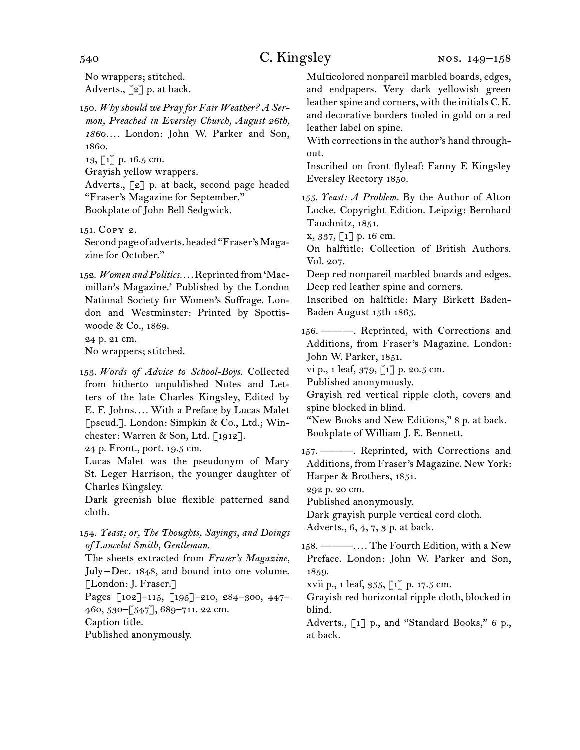No wrappers; stitched.
Adverts., [2] p. at back.

150. *Why should we Pray for Fair Weather? A Sermon, Preached in Eversley Church, August 26th, 1860*. . . . London: John W. Parker and Son, 1860.
13, [1] p. 16.5 cm.
Grayish yellow wrappers.
Adverts., [2] p. at back, second page headed "Fraser's Magazine for September."
Bookplate of John Bell Sedgwick.

151. Copy 2.
Second page of adverts. headed "Fraser's Magazine for October."

152. *Women and Politics*. . . . Reprinted from 'Macmillan's Magazine.' Published by the London National Society for Women's Suffrage. London and Westminster: Printed by Spottiswoode & Co., 1869.
24 p. 21 cm.
No wrappers; stitched.

153. *Words of Advice to School-Boys.* Collected from hitherto unpublished Notes and Letters of the late Charles Kingsley, Edited by E. F. Johns. . . . With a Preface by Lucas Malet [pseud.]. London: Simpkin & Co., Ltd.; Winchester: Warren & Son, Ltd. [1912].
24 p. Front., port. 19.5 cm.
Lucas Malet was the pseudonym of Mary St. Leger Harrison, the younger daughter of Charles Kingsley.
Dark greenish blue flexible patterned sand cloth.

154. *Yeast; or, The Thoughts, Sayings, and Doings of Lancelot Smith, Gentleman.*
The sheets extracted from *Fraser's Magazine,* July–Dec. 1848, and bound into one volume. [London: J. Fraser.]
Pages [102]–115, [195]–210, 284–300, 447–460, 530–[547], 689–711. 22 cm.
Caption title.
Published anonymously.
Multicolored nonpareil marbled boards, edges, and endpapers. Very dark yellowish green leather spine and corners, with the initials C. K. and decorative borders tooled in gold on a red leather label on spine.
With corrections in the author's hand throughout.
Inscribed on front flyleaf: Fanny E Kingsley Eversley Rectory 1850.

155. *Yeast: A Problem.* By the Author of Alton Locke. Copyright Edition. Leipzig: Bernhard Tauchnitz, 1851.
x, 337, [1] p. 16 cm.
On halftitle: Collection of British Authors. Vol. 207.
Deep red nonpareil marbled boards and edges. Deep red leather spine and corners.
Inscribed on halftitle: Mary Birkett Baden-Baden August 15th 1865.

156. ———. Reprinted, with Corrections and Additions, from Fraser's Magazine. London: John W. Parker, 1851.
vi p., 1 leaf, 379, [1] p. 20.5 cm.
Published anonymously.
Grayish red vertical ripple cloth, covers and spine blocked in blind.
"New Books and New Editions," 8 p. at back.
Bookplate of William J. E. Bennett.

157. ———. Reprinted, with Corrections and Additions, from Fraser's Magazine. New York: Harper & Brothers, 1851.
292 p. 20 cm.
Published anonymously.
Dark grayish purple vertical cord cloth.
Adverts., 6, 4, 7, 3 p. at back.

158. ——— . . . . The Fourth Edition, with a New Preface. London: John W. Parker and Son, 1859.
xvii p., 1 leaf, 355, [1] p. 17.5 cm.
Grayish red horizontal ripple cloth, blocked in blind.
Adverts., [1] p., and "Standard Books," 6 p., at back.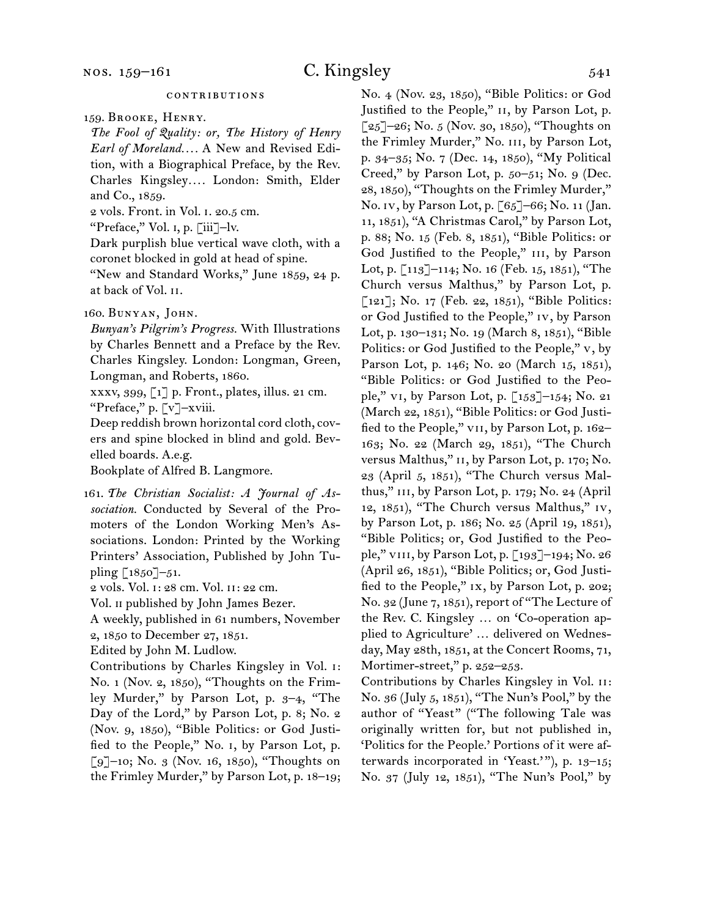### contributions

159. Brooke, Henry.

*The Fool of Quality: or, The History of Henry Earl of Moreland....* A New and Revised Edition, with a Biographical Preface, by the Rev. Charles Kingsley.... London: Smith, Elder and Co., 1859.

2 vols. Front. in Vol. i. 20.5 cm.

"Preface," Vol. i, p. [iii]–lv.

Dark purplish blue vertical wave cloth, with a coronet blocked in gold at head of spine.

"New and Standard Works," June 1859, 24 p. at back of Vol. ii.

160. Bunyan, John.

*Bunyan's Pilgrim's Progress.* With Illustrations by Charles Bennett and a Preface by the Rev. Charles Kingsley. London: Longman, Green, Longman, and Roberts, 1860.

xxxv, 399, [1] p. Front., plates, illus. 21 cm.

"Preface," p. [v]–xviii.

Deep reddish brown horizontal cord cloth, covers and spine blocked in blind and gold. Bevelled boards. A.e.g.

Bookplate of Alfred B. Langmore.

161. *The Christian Socialist: A Journal of Association.* Conducted by Several of the Promoters of the London Working Men's Associations. London: Printed by the Working Printers' Association, Published by John Tupling [1850]–51.

2 vols. Vol. i: 28 cm. Vol. ii: 22 cm.

Vol. ii published by John James Bezer.

A weekly, published in 61 numbers, November 2, 1850 to December 27, 1851.

Edited by John M. Ludlow.

Contributions by Charles Kingsley in Vol. i: No. 1 (Nov. 2, 1850), "Thoughts on the Frimley Murder," by Parson Lot, p. 3–4, "The Day of the Lord," by Parson Lot, p. 8; No. 2 (Nov. 9, 1850), "Bible Politics: or God Justified to the People," No. i, by Parson Lot, p. [9]–10; No. 3 (Nov. 16, 1850), "Thoughts on the Frimley Murder," by Parson Lot, p. 18–19; No. 4 (Nov. 23, 1850), "Bible Politics: or God Justified to the People," ii, by Parson Lot, p. [25]–26; No. 5 (Nov. 30, 1850), "Thoughts on the Frimley Murder," No. iii, by Parson Lot, p. 34–35; No. 7 (Dec. 14, 1850), "My Political Creed," by Parson Lot, p. 50–51; No. 9 (Dec. 28, 1850), "Thoughts on the Frimley Murder," No. iv, by Parson Lot, p. [65]–66; No. 11 (Jan. 11, 1851), "A Christmas Carol," by Parson Lot, p. 88; No. 15 (Feb. 8, 1851), "Bible Politics: or God Justified to the People," iii, by Parson Lot, p. [113]–114; No. 16 (Feb. 15, 1851), "The Church versus Malthus," by Parson Lot, p. [121]; No. 17 (Feb. 22, 1851), "Bible Politics: or God Justified to the People," iv, by Parson Lot, p. 130–131; No. 19 (March 8, 1851), "Bible Politics: or God Justified to the People," v, by Parson Lot, p. 146; No. 20 (March 15, 1851), "Bible Politics: or God Justified to the People," vi, by Parson Lot, p. [153]–154; No. 21 (March 22, 1851), "Bible Politics: or God Justified to the People," vii, by Parson Lot, p. 162–163; No. 22 (March 29, 1851), "The Church versus Malthus," ii, by Parson Lot, p. 170; No. 23 (April 5, 1851), "The Church versus Malthus," iii, by Parson Lot, p. 179; No. 24 (April 12, 1851), "The Church versus Malthus," iv, by Parson Lot, p. 186; No. 25 (April 19, 1851), "Bible Politics; or, God Justified to the People," viii, by Parson Lot, p. [193]–194; No. 26 (April 26, 1851), "Bible Politics; or, God Justified to the People," ix, by Parson Lot, p. 202; No. 32 (June 7, 1851), report of "The Lecture of the Rev. C. Kingsley ... on 'Co-operation applied to Agriculture' ... delivered on Wednesday, May 28th, 1851, at the Concert Rooms, 71, Mortimer-street," p. 252–253.

Contributions by Charles Kingsley in Vol. ii: No. 36 (July 5, 1851), "The Nun's Pool," by the author of "Yeast" ("The following Tale was originally written for, but not published in, 'Politics for the People.' Portions of it were afterwards incorporated in 'Yeast.'"), p. 13–15; No. 37 (July 12, 1851), "The Nun's Pool," by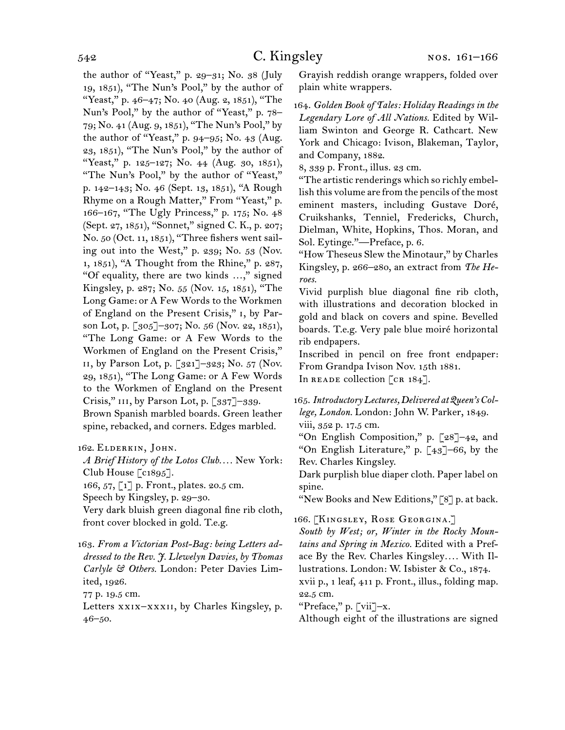the author of "Yeast," p. 29–31; No. 38 (July 19, 1851), "The Nun's Pool," by the author of "Yeast," p. 46–47; No. 40 (Aug. 2, 1851), "The Nun's Pool," by the author of "Yeast," p. 78–79; No. 41 (Aug. 9, 1851), "The Nun's Pool," by the author of "Yeast," p. 94–95; No. 43 (Aug. 23, 1851), "The Nun's Pool," by the author of "Yeast," p. 125–127; No. 44 (Aug. 30, 1851), "The Nun's Pool," by the author of "Yeast," p. 142–143; No. 46 (Sept. 13, 1851), "A Rough Rhyme on a Rough Matter," From "Yeast," p. 166–167, "The Ugly Princess," p. 175; No. 48 (Sept. 27, 1851), "Sonnet," signed C. K., p. 207; No. 50 (Oct. 11, 1851), "Three fishers went sailing out into the West," p. 239; No. 53 (Nov. 1, 1851), "A Thought from the Rhine," p. 287, "Of equality, there are two kinds …," signed Kingsley, p. 287; No. 55 (Nov. 15, 1851), "The Long Game: or A Few Words to the Workmen of England on the Present Crisis," I, by Parson Lot, p. [305]–307; No. 56 (Nov. 22, 1851), "The Long Game: or A Few Words to the Workmen of England on the Present Crisis," II, by Parson Lot, p. [321]–323; No. 57 (Nov. 29, 1851), "The Long Game: or A Few Words to the Workmen of England on the Present Crisis," III, by Parson Lot, p. [337]–339.
Brown Spanish marbled boards. Green leather spine, rebacked, and corners. Edges marbled.

162. Elderkin, John.
*A Brief History of the Lotos Club….* New York: Club House [c1895].
166, 57, [1] p. Front., plates. 20.5 cm.
Speech by Kingsley, p. 29–30.
Very dark bluish green diagonal fine rib cloth, front cover blocked in gold. T.e.g.

163. *From a Victorian Post-Bag: being Letters addressed to the Rev. J. Llewelyn Davies, by Thomas Carlyle & Others.* London: Peter Davies Limited, 1926.
77 p. 19.5 cm.
Letters XXIX–XXXII, by Charles Kingsley, p. 46–50.
Grayish reddish orange wrappers, folded over plain white wrappers.

164. *Golden Book of Tales: Holiday Readings in the Legendary Lore of All Nations.* Edited by William Swinton and George R. Cathcart. New York and Chicago: Ivison, Blakeman, Taylor, and Company, 1882.
8, 339 p. Front., illus. 23 cm.
"The artistic renderings which so richly embellish this volume are from the pencils of the most eminent masters, including Gustave Doré, Cruikshanks, Tenniel, Fredericks, Church, Dielman, White, Hopkins, Thos. Moran, and Sol. Eytinge."—Preface, p. 6.
"How Theseus Slew the Minotaur," by Charles Kingsley, p. 266–280, an extract from *The Heroes.*
Vivid purplish blue diagonal fine rib cloth, with illustrations and decoration blocked in gold and black on covers and spine. Bevelled boards. T.e.g. Very pale blue moiré horizontal rib endpapers.
Inscribed in pencil on free front endpaper: From Grandpa Ivison Nov. 15th 1881.
In READE collection [CR 184].

165. *Introductory Lectures, Delivered at Queen's College, London.* London: John W. Parker, 1849.
viii, 352 p. 17.5 cm.
"On English Composition," p. [28]–42, and "On English Literature," p. [43]–66, by the Rev. Charles Kingsley.
Dark purplish blue diaper cloth. Paper label on spine.
"New Books and New Editions," [8] p. at back.

166. [Kingsley, Rose Georgina.]
*South by West; or, Winter in the Rocky Mountains and Spring in Mexico.* Edited with a Preface By the Rev. Charles Kingsley…. With Illustrations. London: W. Isbister & Co., 1874.
xvii p., 1 leaf, 411 p. Front., illus., folding map. 22.5 cm.
"Preface," p. [vii]–x.
Although eight of the illustrations are signed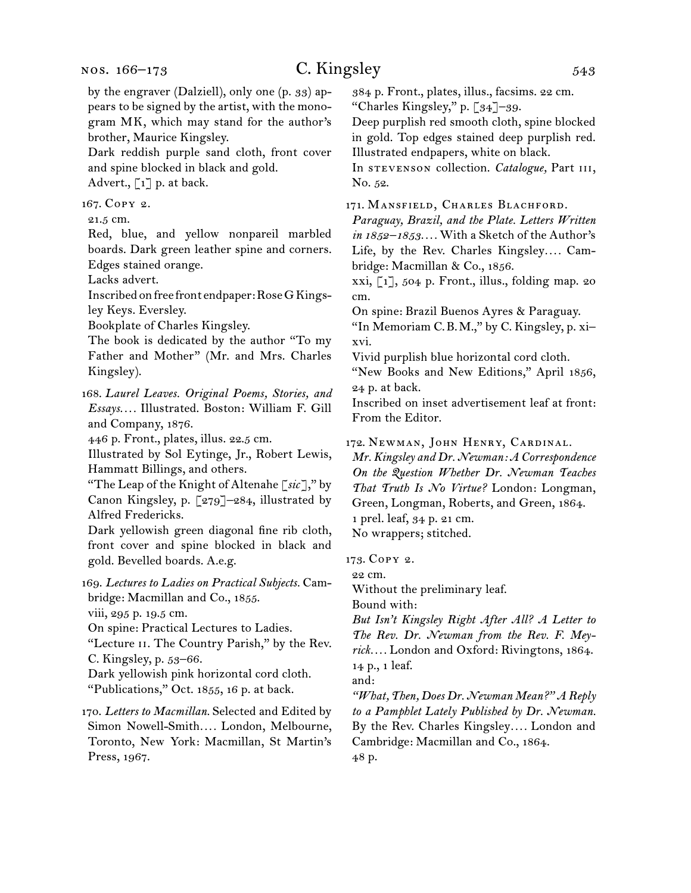by the engraver (Dalziell), only one (p. 33) appears to be signed by the artist, with the monogram MK, which may stand for the author's brother, Maurice Kingsley.

Dark reddish purple sand cloth, front cover and spine blocked in black and gold.

Advert., [1] p. at back.

167. Copy 2.

21.5 cm.

Red, blue, and yellow nonpareil marbled boards. Dark green leather spine and corners. Edges stained orange.

Lacks advert.

Inscribed on free front endpaper: Rose G Kingsley Keys. Eversley.

Bookplate of Charles Kingsley.

The book is dedicated by the author "To my Father and Mother" (Mr. and Mrs. Charles Kingsley).

168. *Laurel Leaves. Original Poems, Stories, and Essays.*... Illustrated. Boston: William F. Gill and Company, 1876.

446 p. Front., plates, illus. 22.5 cm.

Illustrated by Sol Eytinge, Jr., Robert Lewis, Hammatt Billings, and others.

"The Leap of the Knight of Altenahe [*sic*]," by Canon Kingsley, p. [279]–284, illustrated by Alfred Fredericks.

Dark yellowish green diagonal fine rib cloth, front cover and spine blocked in black and gold. Bevelled boards. A.e.g.

169. *Lectures to Ladies on Practical Subjects.* Cambridge: Macmillan and Co., 1855.

viii, 295 p. 19.5 cm.

On spine: Practical Lectures to Ladies.

"Lecture II. The Country Parish," by the Rev. C. Kingsley, p. 53–66.

Dark yellowish pink horizontal cord cloth.

"Publications," Oct. 1855, 16 p. at back.

170. *Letters to Macmillan.* Selected and Edited by Simon Nowell-Smith.... London, Melbourne, Toronto, New York: Macmillan, St Martin's Press, 1967.

384 p. Front., plates, illus., facsims. 22 cm.

"Charles Kingsley," p. [34]–39.

Deep purplish red smooth cloth, spine blocked in gold. Top edges stained deep purplish red. Illustrated endpapers, white on black.

In Stevenson collection. *Catalogue,* Part III, No. 52.

171. Mansfield, Charles Blachford.

*Paraguay, Brazil, and the Plate. Letters Written in 1852–1853.*... With a Sketch of the Author's Life, by the Rev. Charles Kingsley.... Cambridge: Macmillan & Co., 1856.

xxi, [1], 504 p. Front., illus., folding map. 20 cm.

On spine: Brazil Buenos Ayres & Paraguay.

"In Memoriam C. B. M.," by C. Kingsley, p. xi–xvi.

Vivid purplish blue horizontal cord cloth.

"New Books and New Editions," April 1856, 24 p. at back.

Inscribed on inset advertisement leaf at front: From the Editor.

172. Newman, John Henry, Cardinal.

*Mr. Kingsley and Dr. Newman: A Correspondence On the Question Whether Dr. Newman Teaches That Truth Is No Virtue?* London: Longman, Green, Longman, Roberts, and Green, 1864.

1 prel. leaf, 34 p. 21 cm.

No wrappers; stitched.

173. Copy 2.

22 cm.

Without the preliminary leaf.

Bound with:

*But Isn't Kingsley Right After All? A Letter to The Rev. Dr. Newman from the Rev. F. Meyrick.*... London and Oxford: Rivingtons, 1864.

14 p., 1 leaf.

and:

*"What, Then, Does Dr. Newman Mean?" A Reply to a Pamphlet Lately Published by Dr. Newman.* By the Rev. Charles Kingsley.... London and Cambridge: Macmillan and Co., 1864.

48 p.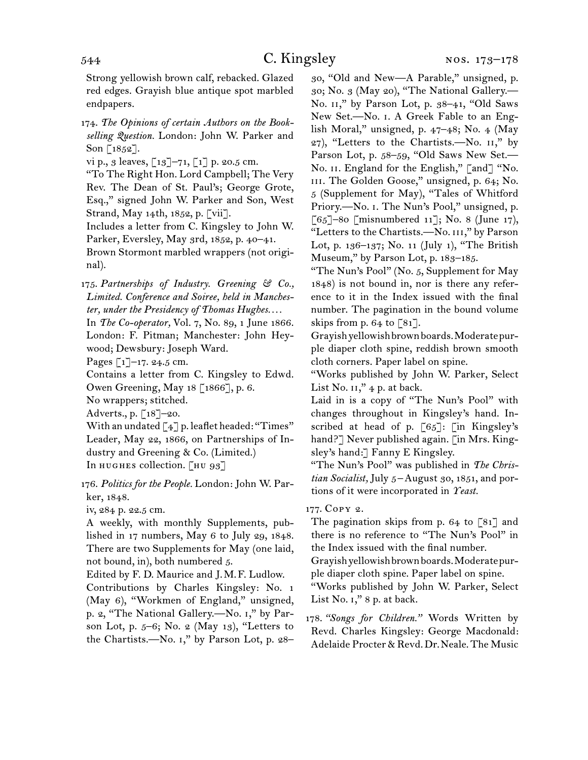Strong yellowish brown calf, rebacked. Glazed red edges. Grayish blue antique spot marbled endpapers.

174. *The Opinions of certain Authors on the Bookselling Question.* London: John W. Parker and Son [1852].

vi p., 3 leaves, [13]–71, [1] p. 20.5 cm.

"To The Right Hon. Lord Campbell; The Very Rev. The Dean of St. Paul's; George Grote, Esq.," signed John W. Parker and Son, West Strand, May 14th, 1852, p. [vii].

Includes a letter from C. Kingsley to John W. Parker, Eversley, May 3rd, 1852, p. 40–41.

Brown Stormont marbled wrappers (not original).

175. *Partnerships of Industry. Greening & Co., Limited. Conference and Soiree, held in Manchester, under the Presidency of Thomas Hughes. . . .*

In *The Co-operator,* Vol. 7, No. 89, 1 June 1866. London: F. Pitman; Manchester: John Heywood; Dewsbury: Joseph Ward.

Pages [1]–17. 24.5 cm.

Contains a letter from C. Kingsley to Edwd. Owen Greening, May 18 [1866], p. 6.

No wrappers; stitched.

Adverts., p. [18]–20.

With an undated [4] p. leaflet headed: "Times" Leader, May 22, 1866, on Partnerships of Industry and Greening & Co. (Limited.)

In HUGHES collection. [HU 93]

176. *Politics for the People.* London: John W. Parker, 1848.

iv, 284 p. 22.5 cm.

A weekly, with monthly Supplements, published in 17 numbers, May 6 to July 29, 1848. There are two Supplements for May (one laid, not bound, in), both numbered 5.

Edited by F. D. Maurice and J. M. F. Ludlow.

Contributions by Charles Kingsley: No. 1 (May 6), "Workmen of England," unsigned, p. 2, "The National Gallery.—No. I," by Parson Lot, p. 5–6; No. 2 (May 13), "Letters to the Chartists.—No. I," by Parson Lot, p. 28–30, "Old and New—A Parable," unsigned, p. 30; No. 3 (May 20), "The National Gallery.—No. II," by Parson Lot, p. 38–41, "Old Saws New Set.—No. I. A Greek Fable to an English Moral," unsigned, p. 47–48; No. 4 (May 27), "Letters to the Chartists.—No. II," by Parson Lot, p. 58–59, "Old Saws New Set.—No. II. England for the English," [and] "No. III. The Golden Goose," unsigned, p. 64; No. 5 (Supplement for May), "Tales of Whitford Priory.—No. I. The Nun's Pool," unsigned, p. [65]–80 [misnumbered 11]; No. 8 (June 17), "Letters to the Chartists.—No. III," by Parson Lot, p. 136–137; No. 11 (July 1), "The British Museum," by Parson Lot, p. 183–185.

"The Nun's Pool" (No. 5, Supplement for May 1848) is not bound in, nor is there any reference to it in the Index issued with the final number. The pagination in the bound volume skips from p. 64 to [81].

Grayish yellowish brown boards. Moderate purple diaper cloth spine, reddish brown smooth cloth corners. Paper label on spine.

"Works published by John W. Parker, Select List No. II," 4 p. at back.

Laid in is a copy of "The Nun's Pool" with changes throughout in Kingsley's hand. Inscribed at head of p. [65]: [in Kingsley's hand?] Never published again. [in Mrs. Kingsley's hand:] Fanny E Kingsley.

"The Nun's Pool" was published in *The Christian Socialist,* July 5 – August 30, 1851, and portions of it were incorporated in *Yeast.*

177. COPY 2.

The pagination skips from p. 64 to [81] and there is no reference to "The Nun's Pool" in the Index issued with the final number.

Grayish yellowish brown boards. Moderate purple diaper cloth spine. Paper label on spine.

"Works published by John W. Parker, Select List No. I," 8 p. at back.

178. *"Songs for Children."* Words Written by Revd. Charles Kingsley: George Macdonald: Adelaide Procter & Revd. Dr. Neale. The Music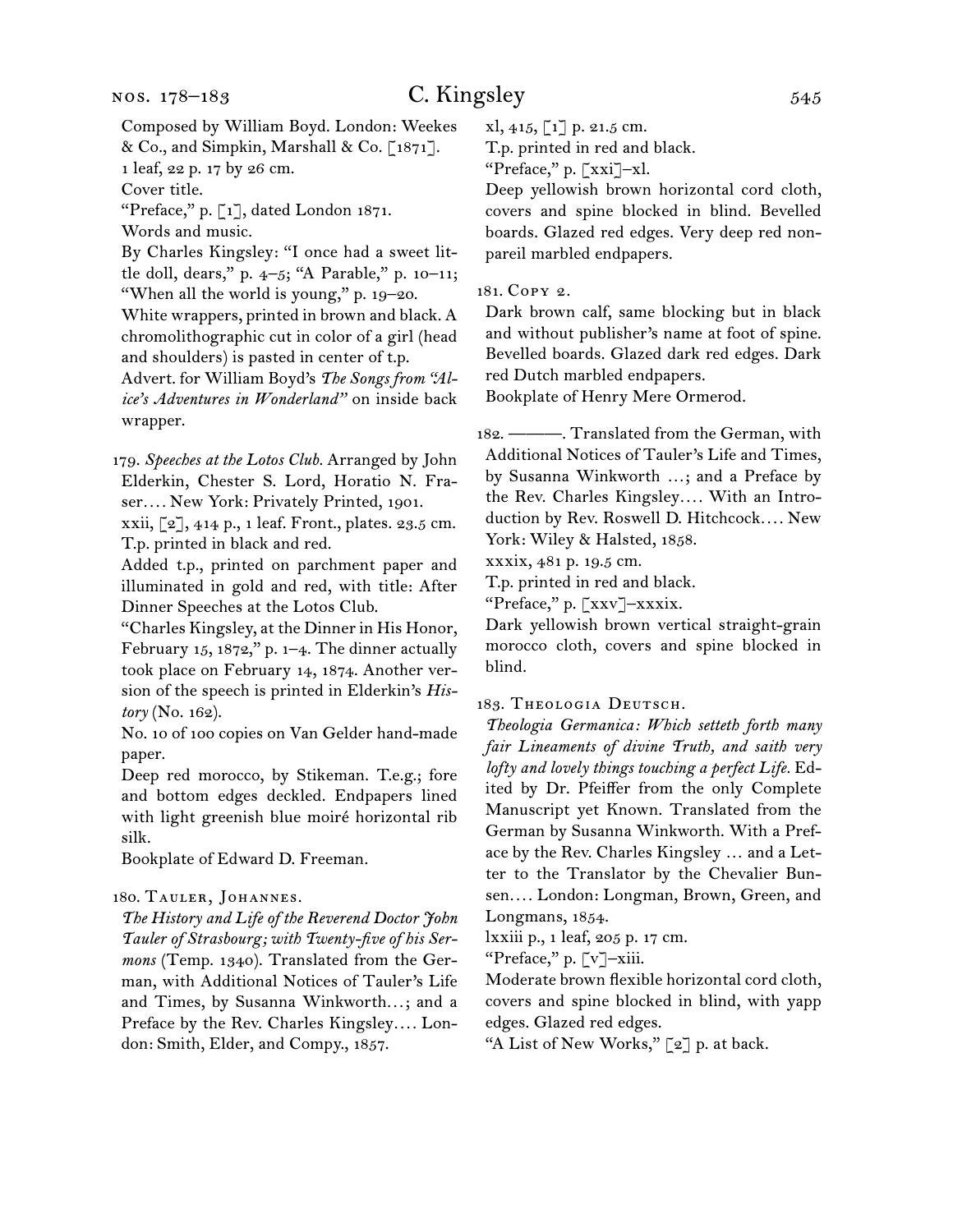Composed by William Boyd. London: Weekes & Co., and Simpkin, Marshall & Co. [1871].

1 leaf, 22 p. 17 by 26 cm.

Cover title.

"Preface," p. [1], dated London 1871.

Words and music.

By Charles Kingsley: "I once had a sweet little doll, dears," p. 4–5; "A Parable," p. 10–11; "When all the world is young," p. 19–20.

White wrappers, printed in brown and black. A chromolithographic cut in color of a girl (head and shoulders) is pasted in center of t.p.

Advert. for William Boyd's *The Songs from "Alice's Adventures in Wonderland"* on inside back wrapper.

179. *Speeches at the Lotos Club.* Arranged by John Elderkin, Chester S. Lord, Horatio N. Fraser.… New York: Privately Printed, 1901.

xxii, [2], 414 p., 1 leaf. Front., plates. 23.5 cm.

T.p. printed in black and red.

Added t.p., printed on parchment paper and illuminated in gold and red, with title: After Dinner Speeches at the Lotos Club.

"Charles Kingsley, at the Dinner in His Honor, February 15, 1872," p. 1–4. The dinner actually took place on February 14, 1874. Another version of the speech is printed in Elderkin's *History* (No. 162).

No. 10 of 100 copies on Van Gelder hand-made paper.

Deep red morocco, by Stikeman. T.e.g.; fore and bottom edges deckled. Endpapers lined with light greenish blue moiré horizontal rib silk.

Bookplate of Edward D. Freeman.

180. Tauler, Johannes.

*The History and Life of the Reverend Doctor John Tauler of Strasbourg; with Twenty-five of his Sermons* (Temp. 1340). Translated from the German, with Additional Notices of Tauler's Life and Times, by Susanna Winkworth…; and a Preface by the Rev. Charles Kingsley.… London: Smith, Elder, and Compy., 1857.

xl, 415, [1] p. 21.5 cm.

T.p. printed in red and black.

"Preface," p. [xxi]–xl.

Deep yellowish brown horizontal cord cloth, covers and spine blocked in blind. Bevelled boards. Glazed red edges. Very deep red nonpareil marbled endpapers.

181. Copy 2.

Dark brown calf, same blocking but in black and without publisher's name at foot of spine. Bevelled boards. Glazed dark red edges. Dark red Dutch marbled endpapers.

Bookplate of Henry Mere Ormerod.

182. ———. Translated from the German, with Additional Notices of Tauler's Life and Times, by Susanna Winkworth …; and a Preface by the Rev. Charles Kingsley.… With an Introduction by Rev. Roswell D. Hitchcock.… New York: Wiley & Halsted, 1858.

xxxix, 481 p. 19.5 cm.

T.p. printed in red and black.

"Preface," p. [xxv]–xxxix.

Dark yellowish brown vertical straight-grain morocco cloth, covers and spine blocked in blind.

183. Theologia Deutsch.

*Theologia Germanica: Which setteth forth many fair Lineaments of divine Truth, and saith very lofty and lovely things touching a perfect Life.* Edited by Dr. Pfeiffer from the only Complete Manuscript yet Known. Translated from the German by Susanna Winkworth. With a Preface by the Rev. Charles Kingsley … and a Letter to the Translator by the Chevalier Bunsen.… London: Longman, Brown, Green, and Longmans, 1854.

lxxiii p., 1 leaf, 205 p. 17 cm.

"Preface," p. [v]–xiii.

Moderate brown flexible horizontal cord cloth, covers and spine blocked in blind, with yapp edges. Glazed red edges.

"A List of New Works," [2] p. at back.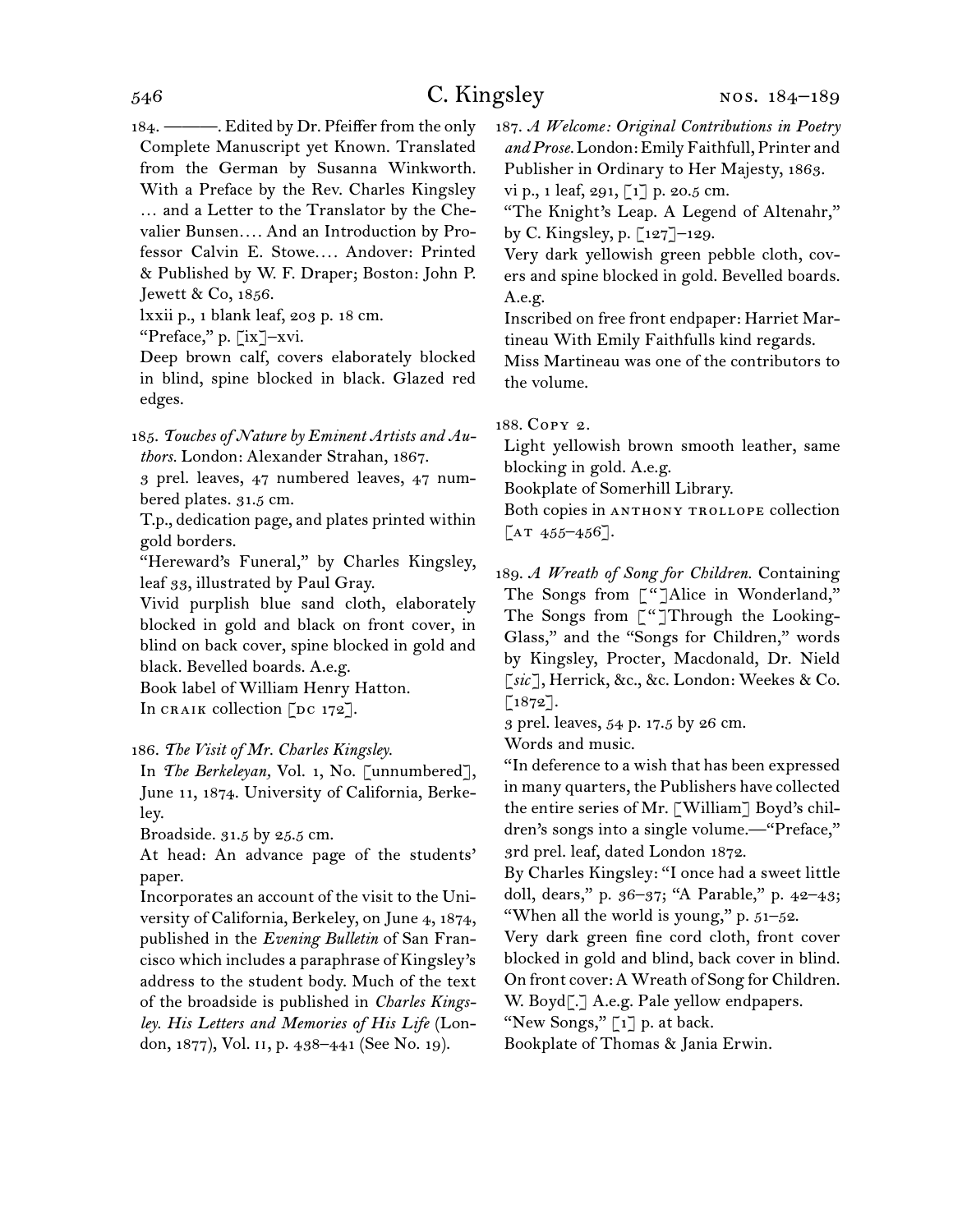184. ———. Edited by Dr. Pfeiffer from the only Complete Manuscript yet Known. Translated from the German by Susanna Winkworth. With a Preface by the Rev. Charles Kingsley … and a Letter to the Translator by the Chevalier Bunsen.… And an Introduction by Professor Calvin E. Stowe.… Andover: Printed & Published by W. F. Draper; Boston: John P. Jewett & Co, 1856.
lxxii p., 1 blank leaf, 203 p. 18 cm.
"Preface," p. [ix]–xvi.
Deep brown calf, covers elaborately blocked in blind, spine blocked in black. Glazed red edges.

185. *Touches of Nature by Eminent Artists and Authors.* London: Alexander Strahan, 1867.
3 prel. leaves, 47 numbered leaves, 47 numbered plates. 31.5 cm.
T.p., dedication page, and plates printed within gold borders.
"Hereward's Funeral," by Charles Kingsley, leaf 33, illustrated by Paul Gray.
Vivid purplish blue sand cloth, elaborately blocked in gold and black on front cover, in blind on back cover, spine blocked in gold and black. Bevelled boards. A.e.g.
Book label of William Henry Hatton.
In CRAIK collection [DC 172].

186. *The Visit of Mr. Charles Kingsley.*
In *The Berkeleyan,* Vol. 1, No. [unnumbered], June 11, 1874. University of California, Berkeley.
Broadside. 31.5 by 25.5 cm.
At head: An advance page of the students' paper.
Incorporates an account of the visit to the University of California, Berkeley, on June 4, 1874, published in the *Evening Bulletin* of San Francisco which includes a paraphrase of Kingsley's address to the student body. Much of the text of the broadside is published in *Charles Kingsley. His Letters and Memories of His Life* (London, 1877), Vol. II, p. 438–441 (See No. 19).

187. *A Welcome: Original Contributions in Poetry and Prose.* London: Emily Faithfull, Printer and Publisher in Ordinary to Her Majesty, 1863.
vi p., 1 leaf, 291, [1] p. 20.5 cm.
"The Knight's Leap. A Legend of Altenahr," by C. Kingsley, p. [127]–129.
Very dark yellowish green pebble cloth, covers and spine blocked in gold. Bevelled boards. A.e.g.
Inscribed on free front endpaper: Harriet Martineau With Emily Faithfulls kind regards.
Miss Martineau was one of the contributors to the volume.

188. COPY 2.
Light yellowish brown smooth leather, same blocking in gold. A.e.g.
Bookplate of Somerhill Library.
Both copies in ANTHONY TROLLOPE collection [AT 455–456].

189. *A Wreath of Song for Children.* Containing The Songs from ["]Alice in Wonderland," The Songs from ["]Through the Looking-Glass," and the "Songs for Children," words by Kingsley, Procter, Macdonald, Dr. Nield [*sic*], Herrick, &c., &c. London: Weekes & Co. [1872].
3 prel. leaves, 54 p. 17.5 by 26 cm.
Words and music.
"In deference to a wish that has been expressed in many quarters, the Publishers have collected the entire series of Mr. [William] Boyd's children's songs into a single volume.—"Preface," 3rd prel. leaf, dated London 1872.
By Charles Kingsley: "I once had a sweet little doll, dears," p. 36–37; "A Parable," p. 42–43; "When all the world is young," p. 51–52.
Very dark green fine cord cloth, front cover blocked in gold and blind, back cover in blind. On front cover: A Wreath of Song for Children. W. Boyd[.] A.e.g. Pale yellow endpapers.
"New Songs," [1] p. at back.
Bookplate of Thomas & Jania Erwin.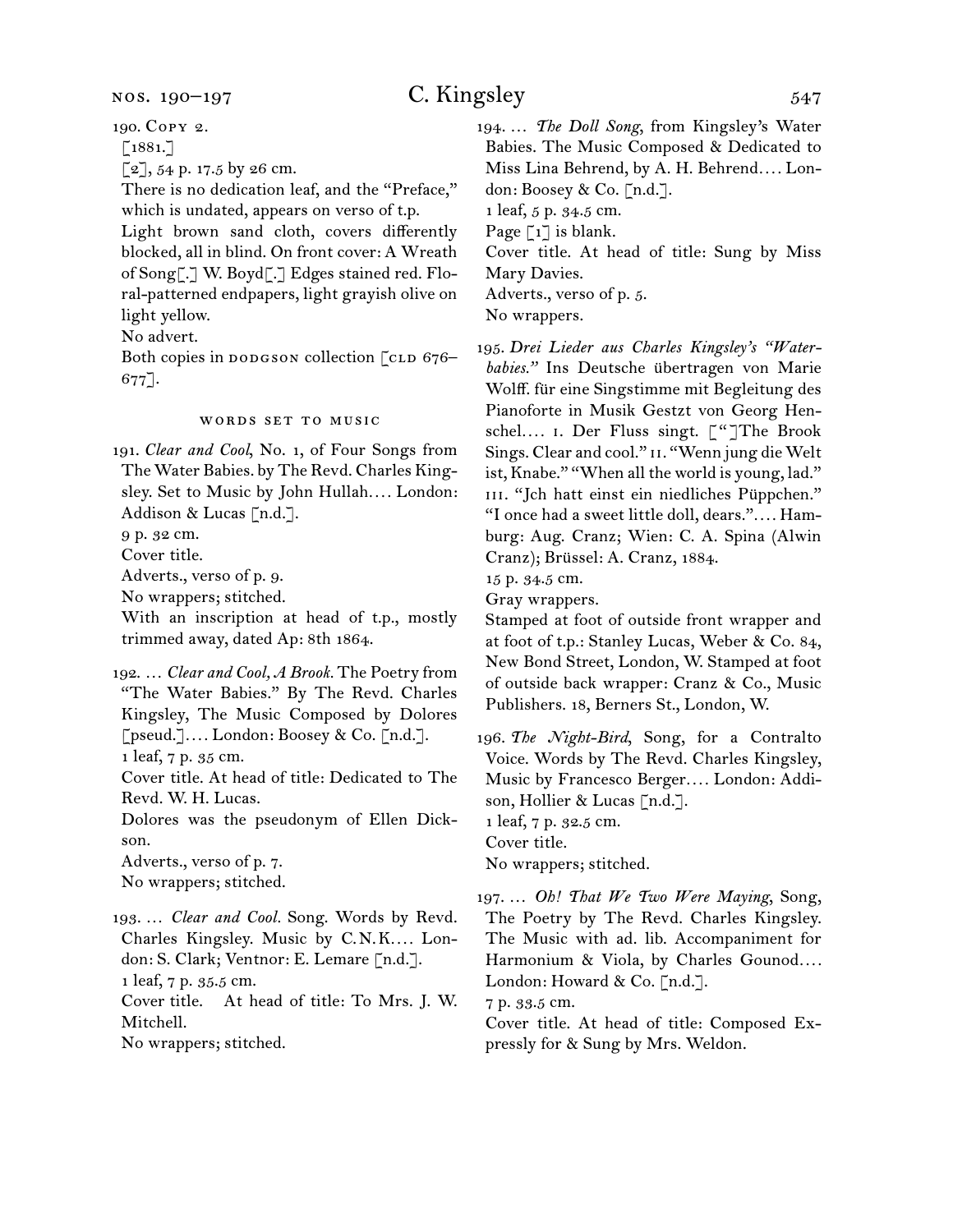190. Copy 2.

[1881.]

[2], 54 p. 17.5 by 26 cm.

There is no dedication leaf, and the "Preface," which is undated, appears on verso of t.p.

Light brown sand cloth, covers differently blocked, all in blind. On front cover: A Wreath of Song[.] W. Boyd[.] Edges stained red. Floral-patterned endpapers, light grayish olive on light yellow.

No advert.

Both copies in DODGSON collection [CLD 676–677].

### WORDS SET TO MUSIC

191. *Clear and Cool*, No. 1, of Four Songs from The Water Babies. by The Revd. Charles Kingsley. Set to Music by John Hullah.… London: Addison & Lucas [n.d.].

9 p. 32 cm.

Cover title.

Adverts., verso of p. 9.

No wrappers; stitched.

With an inscription at head of t.p., mostly trimmed away, dated Ap: 8th 1864.

192. … *Clear and Cool, A Brook.* The Poetry from "The Water Babies." By The Revd. Charles Kingsley, The Music Composed by Dolores [pseud.].… London: Boosey & Co. [n.d.].

1 leaf, 7 p. 35 cm.

Cover title. At head of title: Dedicated to The Revd. W. H. Lucas.

Dolores was the pseudonym of Ellen Dickson.

Adverts., verso of p. 7.

No wrappers; stitched.

193. … *Clear and Cool.* Song. Words by Revd. Charles Kingsley. Music by C.N.K.… London: S. Clark; Ventnor: E. Lemare [n.d.].

1 leaf, 7 p. 35.5 cm.

Cover title. At head of title: To Mrs. J. W. Mitchell.

No wrappers; stitched.

194. … *The Doll Song*, from Kingsley's Water Babies. The Music Composed & Dedicated to Miss Lina Behrend, by A. H. Behrend.… London: Boosey & Co. [n.d.].

1 leaf, 5 p. 34.5 cm.

Page [1] is blank.

Cover title. At head of title: Sung by Miss Mary Davies.

Adverts., verso of p. 5.

No wrappers.

195. *Drei Lieder aus Charles Kingsley's "Water-babies."* Ins Deutsche übertragen von Marie Wolff. für eine Singstimme mit Begleitung des Pianoforte in Musik Gestzt von Georg Henschel.… I. Der Fluss singt. ["]The Brook Sings. Clear and cool." II. "Wenn jung die Welt ist, Knabe." "When all the world is young, lad." III. "Jch hatt einst ein niedliches Püppchen." "I once had a sweet little doll, dears.".… Hamburg: Aug. Cranz; Wien: C. A. Spina (Alwin Cranz); Brüssel: A. Cranz, 1884.

15 p. 34.5 cm.

Gray wrappers.

Stamped at foot of outside front wrapper and at foot of t.p.: Stanley Lucas, Weber & Co. 84, New Bond Street, London, W. Stamped at foot of outside back wrapper: Cranz & Co., Music Publishers. 18, Berners St., London, W.

196. *The Night-Bird*, Song, for a Contralto Voice. Words by The Revd. Charles Kingsley, Music by Francesco Berger.… London: Addison, Hollier & Lucas [n.d.].

1 leaf, 7 p. 32.5 cm.

Cover title.

No wrappers; stitched.

197. … *Oh! That We Two Were Maying*, Song, The Poetry by The Revd. Charles Kingsley. The Music with ad. lib. Accompaniment for Harmonium & Viola, by Charles Gounod.… London: Howard & Co. [n.d.].

7 p. 33.5 cm.

Cover title. At head of title: Composed Expressly for & Sung by Mrs. Weldon.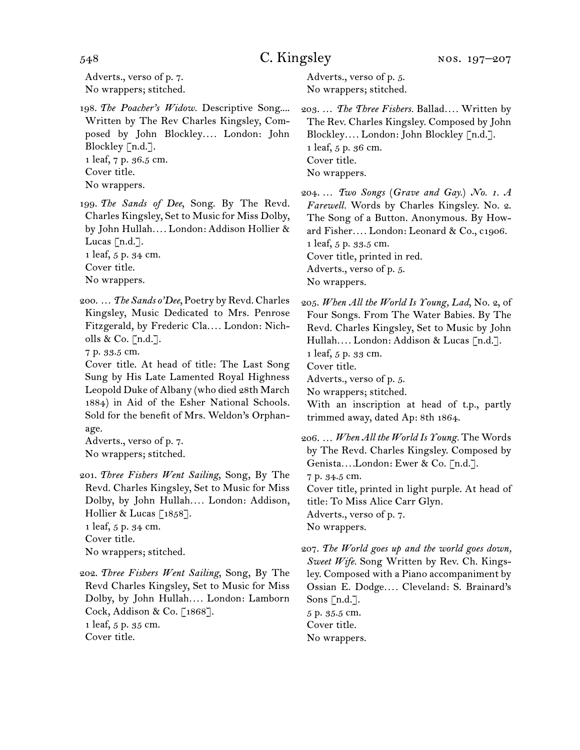Adverts., verso of p. 7.
No wrappers; stitched.

198. *The Poacher's Widow.* Descriptive Song.... Written by The Rev Charles Kingsley, Composed by John Blockley.... London: John Blockley [n.d.].
1 leaf, 7 p. 36.5 cm.
Cover title.
No wrappers.

199. *The Sands of Dee*, Song. By The Revd. Charles Kingsley, Set to Music for Miss Dolby, by John Hullah.... London: Addison Hollier & Lucas [n.d.].
1 leaf, 5 p. 34 cm.
Cover title.
No wrappers.

200. … *The Sands o'Dee*, Poetry by Revd. Charles Kingsley, Music Dedicated to Mrs. Penrose Fitzgerald, by Frederic Cla.... London: Nicholls & Co. [n.d.].
7 p. 33.5 cm.
Cover title. At head of title: The Last Song Sung by His Late Lamented Royal Highness Leopold Duke of Albany (who died 28th March 1884) in Aid of the Esher National Schools. Sold for the benefit of Mrs. Weldon's Orphanage.
Adverts., verso of p. 7.
No wrappers; stitched.

201. *Three Fishers Went Sailing*, Song, By The Revd. Charles Kingsley, Set to Music for Miss Dolby, by John Hullah.... London: Addison, Hollier & Lucas [1858].
1 leaf, 5 p. 34 cm.
Cover title.
No wrappers; stitched.

202. *Three Fishers Went Sailing*, Song, By The Revd Charles Kingsley, Set to Music for Miss Dolby, by John Hullah.... London: Lamborn Cock, Addison & Co. [1868].
1 leaf, 5 p. 35 cm.
Cover title.
Adverts., verso of p. 5.
No wrappers; stitched.

203. … *The Three Fishers.* Ballad.... Written by The Rev. Charles Kingsley. Composed by John Blockley.... London: John Blockley [n.d.].
1 leaf, 5 p. 36 cm.
Cover title.
No wrappers.

204. … *Two Songs (Grave and Gay.) No. 1. A Farewell.* Words by Charles Kingsley. No. 2. The Song of a Button. Anonymous. By Howard Fisher.... London: Leonard & Co., c1906.
1 leaf, 5 p. 33.5 cm.
Cover title, printed in red.
Adverts., verso of p. 5.
No wrappers.

205. *When All the World Is Young, Lad*, No. 2, of Four Songs. From The Water Babies. By The Revd. Charles Kingsley, Set to Music by John Hullah.... London: Addison & Lucas [n.d.].
1 leaf, 5 p. 33 cm.
Cover title.
Adverts., verso of p. 5.
No wrappers; stitched.
With an inscription at head of t.p., partly trimmed away, dated Ap: 8th 1864.

206. … *When All the World Is Young.* The Words by The Revd. Charles Kingsley. Composed by Genista....London: Ewer & Co. [n.d.].
7 p. 34.5 cm.
Cover title, printed in light purple. At head of title: To Miss Alice Carr Glyn.
Adverts., verso of p. 7.
No wrappers.

207. *The World goes up and the world goes down, Sweet Wife.* Song Written by Rev. Ch. Kingsley. Composed with a Piano accompaniment by Ossian E. Dodge.... Cleveland: S. Brainard's Sons [n.d.].
5 p. 35.5 cm.
Cover title.
No wrappers.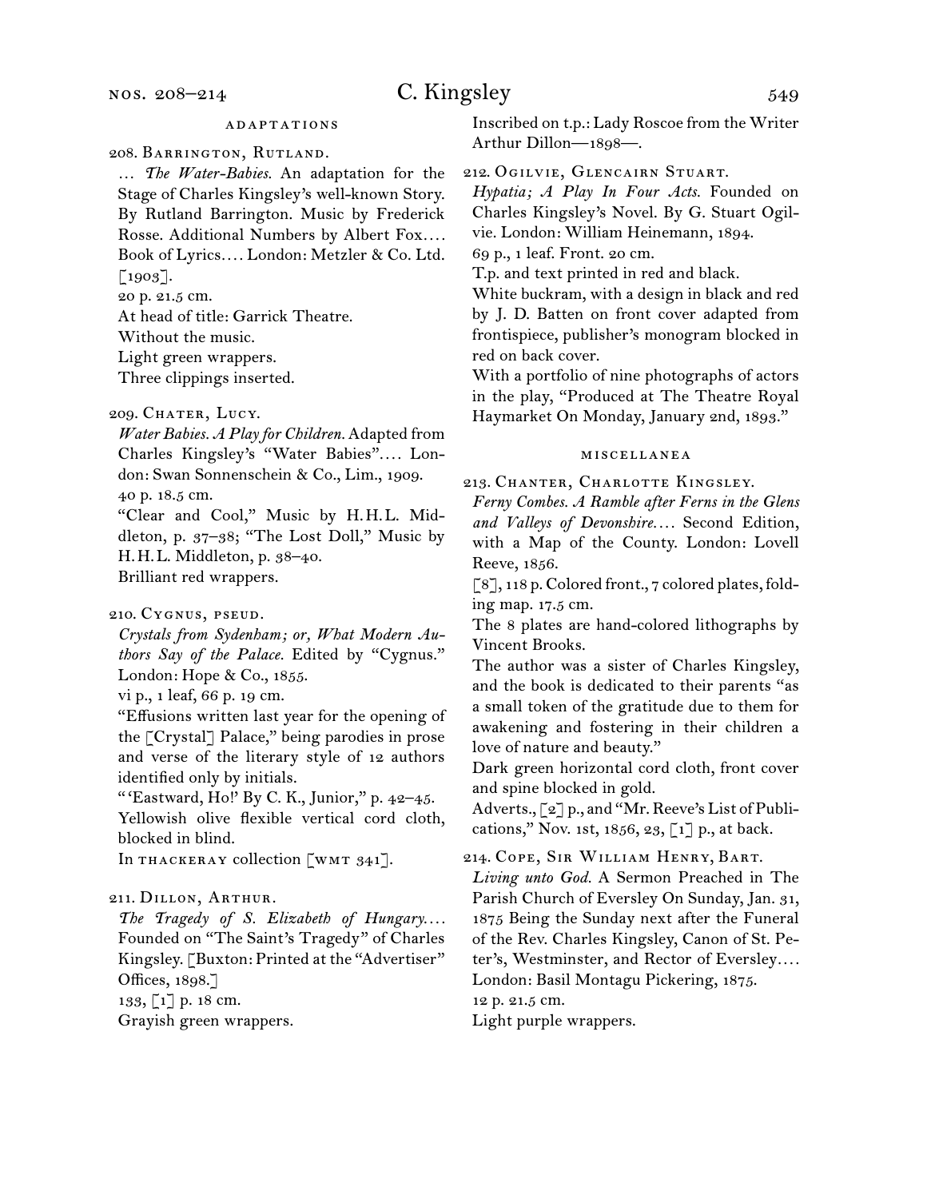## adaptations

208. Barrington, Rutland.

… *The Water-Babies.* An adaptation for the Stage of Charles Kingsley's well-known Story. By Rutland Barrington. Music by Frederick Rosse. Additional Numbers by Albert Fox.… Book of Lyrics.… London: Metzler & Co. Ltd. [1903].

20 p. 21.5 cm.

At head of title: Garrick Theatre.

Without the music.

Light green wrappers.

Three clippings inserted.

209. Chater, Lucy.

*Water Babies. A Play for Children.* Adapted from Charles Kingsley's "Water Babies".… London: Swan Sonnenschein & Co., Lim., 1909.

40 p. 18.5 cm.

"Clear and Cool," Music by H.H.L. Middleton, p. 37–38; "The Lost Doll," Music by H.H.L. Middleton, p. 38–40.

Brilliant red wrappers.

210. Cygnus, pseud.

*Crystals from Sydenham; or, What Modern Authors Say of the Palace.* Edited by "Cygnus." London: Hope & Co., 1855.

vi p., 1 leaf, 66 p. 19 cm.

"Effusions written last year for the opening of the [Crystal] Palace," being parodies in prose and verse of the literary style of 12 authors identified only by initials.

"'Eastward, Ho!' By C. K., Junior," p. 42–45.

Yellowish olive flexible vertical cord cloth, blocked in blind.

In thackeray collection [wmt 341].

211. Dillon, Arthur.

*The Tragedy of S. Elizabeth of Hungary.…* Founded on "The Saint's Tragedy" of Charles Kingsley. [Buxton: Printed at the "Advertiser" Offices, 1898.]

133, [1] p. 18 cm.

Grayish green wrappers.

Inscribed on t.p.: Lady Roscoe from the Writer Arthur Dillon—1898—.

212. Ogilvie, Glencairn Stuart.

*Hypatia; A Play In Four Acts.* Founded on Charles Kingsley's Novel. By G. Stuart Ogilvie. London: William Heinemann, 1894.

69 p., 1 leaf. Front. 20 cm.

T.p. and text printed in red and black.

White buckram, with a design in black and red by J. D. Batten on front cover adapted from frontispiece, publisher's monogram blocked in red on back cover.

With a portfolio of nine photographs of actors in the play, "Produced at The Theatre Royal Haymarket On Monday, January 2nd, 1893."

## miscellanea

213. Chanter, Charlotte Kingsley.

*Ferny Combes. A Ramble after Ferns in the Glens and Valleys of Devonshire.…* Second Edition, with a Map of the County. London: Lovell Reeve, 1856.

[8], 118 p. Colored front., 7 colored plates, folding map. 17.5 cm.

The 8 plates are hand-colored lithographs by Vincent Brooks.

The author was a sister of Charles Kingsley, and the book is dedicated to their parents "as a small token of the gratitude due to them for awakening and fostering in their children a love of nature and beauty."

Dark green horizontal cord cloth, front cover and spine blocked in gold.

Adverts., [2] p., and "Mr. Reeve's List of Publications," Nov. 1st, 1856, 23, [1] p., at back.

214. Cope, Sir William Henry, Bart.

*Living unto God.* A Sermon Preached in The Parish Church of Eversley On Sunday, Jan. 31, 1875 Being the Sunday next after the Funeral of the Rev. Charles Kingsley, Canon of St. Peter's, Westminster, and Rector of Eversley.… London: Basil Montagu Pickering, 1875.

12 p. 21.5 cm.

Light purple wrappers.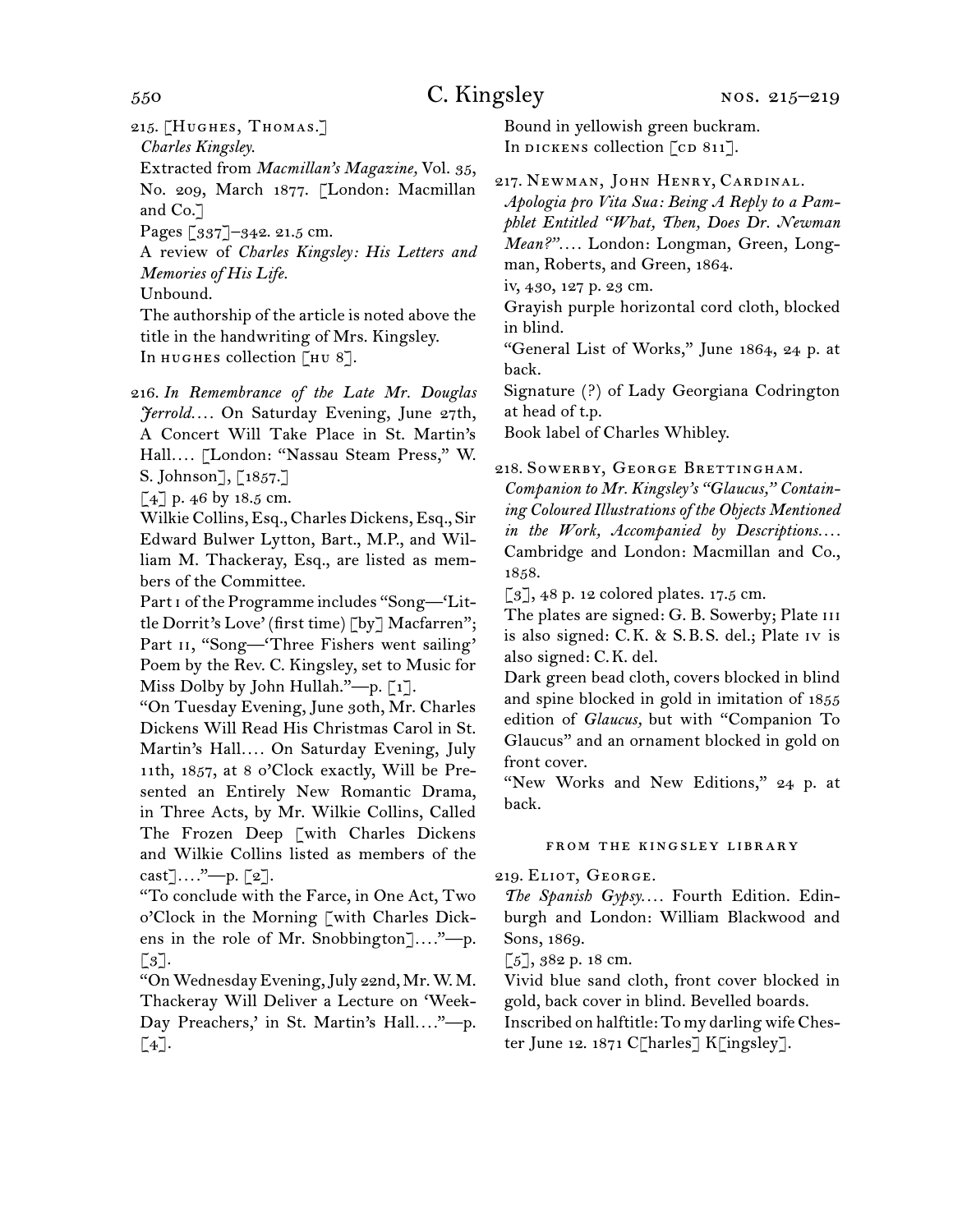215. [Hughes, Thomas.]
*Charles Kingsley.*
Extracted from *Macmillan's Magazine,* Vol. 35, No. 209, March 1877. [London: Macmillan and Co.]
Pages [337]–342. 21.5 cm.
A review of *Charles Kingsley: His Letters and Memories of His Life.*
Unbound.
The authorship of the article is noted above the title in the handwriting of Mrs. Kingsley.
In hughes collection [hu 8].

216. *In Remembrance of the Late Mr. Douglas Jerrold.…* On Saturday Evening, June 27th, A Concert Will Take Place in St. Martin's Hall.… [London: "Nassau Steam Press," W. S. Johnson], [1857.]
[4] p. 46 by 18.5 cm.
Wilkie Collins, Esq., Charles Dickens, Esq., Sir Edward Bulwer Lytton, Bart., M.P., and William M. Thackeray, Esq., are listed as members of the Committee.
Part i of the Programme includes "Song—'Little Dorrit's Love' (first time) [by] Macfarren"; Part ii, "Song—'Three Fishers went sailing' Poem by the Rev. C. Kingsley, set to Music for Miss Dolby by John Hullah."—p. [1].
"On Tuesday Evening, June 30th, Mr. Charles Dickens Will Read His Christmas Carol in St. Martin's Hall.… On Saturday Evening, July 11th, 1857, at 8 o'Clock exactly, Will be Presented an Entirely New Romantic Drama, in Three Acts, by Mr. Wilkie Collins, Called The Frozen Deep [with Charles Dickens and Wilkie Collins listed as members of the cast]…."—p. [2].
"To conclude with the Farce, in One Act, Two o'Clock in the Morning [with Charles Dickens in the role of Mr. Snobbington]…."—p. [3].
"On Wednesday Evening, July 22nd, Mr. W. M. Thackeray Will Deliver a Lecture on 'Week-Day Preachers,' in St. Martin's Hall.…"—p. [4].
Bound in yellowish green buckram.
In dickens collection [cd 811].

217. Newman, John Henry, Cardinal.
*Apologia pro Vita Sua: Being A Reply to a Pamphlet Entitled "What, Then, Does Dr. Newman Mean?".…* London: Longman, Green, Longman, Roberts, and Green, 1864.
iv, 430, 127 p. 23 cm.
Grayish purple horizontal cord cloth, blocked in blind.
"General List of Works," June 1864, 24 p. at back.
Signature (?) of Lady Georgiana Codrington at head of t.p.
Book label of Charles Whibley.

218. Sowerby, George Brettingham.
*Companion to Mr. Kingsley's "Glaucus," Containing Coloured Illustrations of the Objects Mentioned in the Work, Accompanied by Descriptions.…* Cambridge and London: Macmillan and Co., 1858.
[3], 48 p. 12 colored plates. 17.5 cm.
The plates are signed: G. B. Sowerby; Plate iii is also signed: C.K. & S.B.S. del.; Plate iv is also signed: C.K. del.
Dark green bead cloth, covers blocked in blind and spine blocked in gold in imitation of 1855 edition of *Glaucus,* but with "Companion To Glaucus" and an ornament blocked in gold on front cover.
"New Works and New Editions," 24 p. at back.

### from the kingsley library

219. Eliot, George.
*The Spanish Gypsy.…* Fourth Edition. Edinburgh and London: William Blackwood and Sons, 1869.
[5], 382 p. 18 cm.
Vivid blue sand cloth, front cover blocked in gold, back cover in blind. Bevelled boards.
Inscribed on halftitle: To my darling wife Chester June 12. 1871 C[harles] K[ingsley].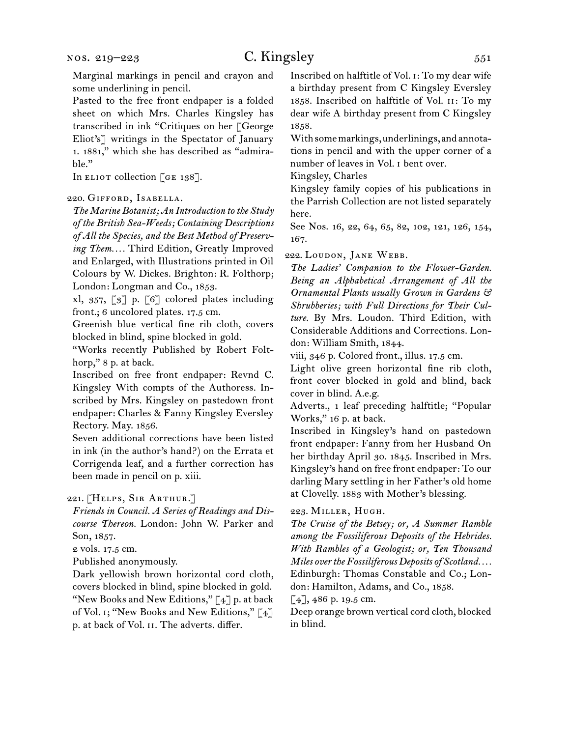Marginal markings in pencil and crayon and some underlining in pencil.

Pasted to the free front endpaper is a folded sheet on which Mrs. Charles Kingsley has transcribed in ink "Critiques on her [George Eliot's] writings in the Spectator of January 1. 1881," which she has described as "admirable."

In ELIOT collection [GE 138].

220. Gifford, Isabella.

*The Marine Botanist; An Introduction to the Study of the British Sea-Weeds; Containing Descriptions of All the Species, and the Best Method of Preserving Them. . . .* Third Edition, Greatly Improved and Enlarged, with Illustrations printed in Oil Colours by W. Dickes. Brighton: R. Folthorp; London: Longman and Co., 1853.

xl, 357, [3] p. [6] colored plates including front.; 6 uncolored plates. 17.5 cm.

Greenish blue vertical fine rib cloth, covers blocked in blind, spine blocked in gold.

"Works recently Published by Robert Folthorp," 8 p. at back.

Inscribed on free front endpaper: Revnd C. Kingsley With compts of the Authoress. Inscribed by Mrs. Kingsley on pastedown front endpaper: Charles & Fanny Kingsley Eversley Rectory. May. 1856.

Seven additional corrections have been listed in ink (in the author's hand?) on the Errata et Corrigenda leaf, and a further correction has been made in pencil on p. xiii.

221. [Helps, Sir Arthur.]

*Friends in Council. A Series of Readings and Discourse Thereon.* London: John W. Parker and Son, 1857.

2 vols. 17.5 cm.

Published anonymously.

Dark yellowish brown horizontal cord cloth, covers blocked in blind, spine blocked in gold.

"New Books and New Editions," [4] p. at back of Vol. I; "New Books and New Editions," [4] p. at back of Vol. II. The adverts. differ.

Inscribed on halftitle of Vol. I: To my dear wife a birthday present from C Kingsley Eversley 1858. Inscribed on halftitle of Vol. II: To my dear wife A birthday present from C Kingsley 1858.

With some markings, underlinings, and annotations in pencil and with the upper corner of a number of leaves in Vol. I bent over.

Kingsley, Charles

Kingsley family copies of his publications in the Parrish Collection are not listed separately here.

See Nos. 16, 22, 64, 65, 82, 102, 121, 126, 154, 167.

222. Loudon, Jane Webb.

*The Ladies' Companion to the Flower-Garden. Being an Alphabetical Arrangement of All the Ornamental Plants usually Grown in Gardens & Shrubberies; with Full Directions for Their Culture.* By Mrs. Loudon. Third Edition, with Considerable Additions and Corrections. London: William Smith, 1844.

viii, 346 p. Colored front., illus. 17.5 cm.

Light olive green horizontal fine rib cloth, front cover blocked in gold and blind, back cover in blind. A.e.g.

Adverts., 1 leaf preceding halftitle; "Popular Works," 16 p. at back.

Inscribed in Kingsley's hand on pastedown front endpaper: Fanny from her Husband On her birthday April 30. 1845. Inscribed in Mrs. Kingsley's hand on free front endpaper: To our darling Mary settling in her Father's old home at Clovelly. 1883 with Mother's blessing.

223. Miller, Hugh.

*The Cruise of the Betsey; or, A Summer Ramble among the Fossiliferous Deposits of the Hebrides. With Rambles of a Geologist; or, Ten Thousand Miles over the Fossiliferous Deposits of Scotland. . . .* Edinburgh: Thomas Constable and Co.; London: Hamilton, Adams, and Co., 1858.

[4], 486 p. 19.5 cm.

Deep orange brown vertical cord cloth, blocked in blind.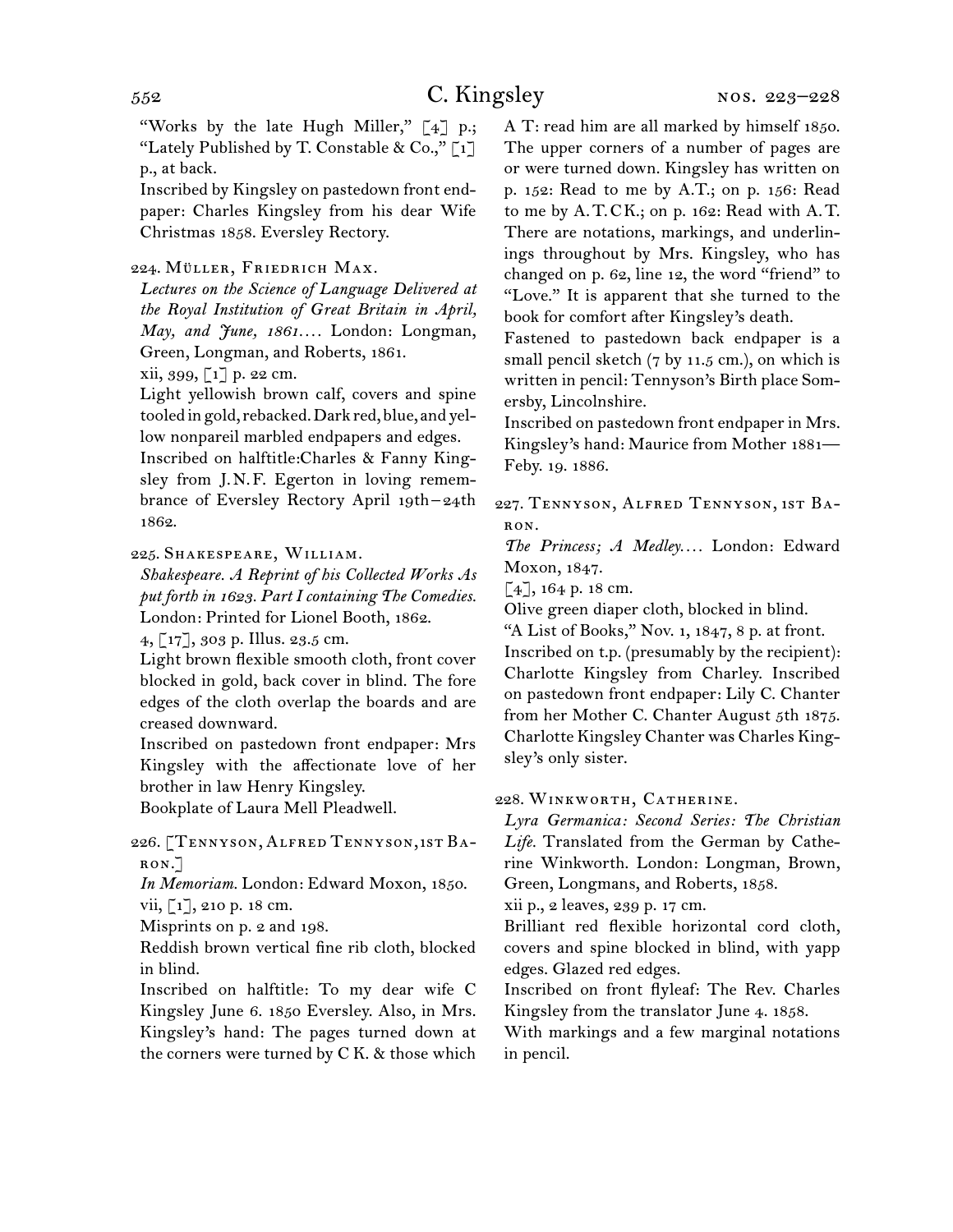"Works by the late Hugh Miller," [4] p.; "Lately Published by T. Constable & Co.," [1] p., at back.

Inscribed by Kingsley on pastedown front endpaper: Charles Kingsley from his dear Wife Christmas 1858. Eversley Rectory.

224. Müller, Friedrich Max.

*Lectures on the Science of Language Delivered at the Royal Institution of Great Britain in April, May, and June, 1861....* London: Longman, Green, Longman, and Roberts, 1861.

xii, 399, [1] p. 22 cm.

Light yellowish brown calf, covers and spine tooled in gold, rebacked. Dark red, blue, and yellow nonpareil marbled endpapers and edges.

Inscribed on halftitle: Charles & Fanny Kingsley from J.N.F. Egerton in loving remembrance of Eversley Rectory April 19th–24th 1862.

225. Shakespeare, William.

*Shakespeare. A Reprint of his Collected Works As put forth in 1623. Part I containing The Comedies.* London: Printed for Lionel Booth, 1862.

4, [17], 303 p. Illus. 23.5 cm.

Light brown flexible smooth cloth, front cover blocked in gold, back cover in blind. The fore edges of the cloth overlap the boards and are creased downward.

Inscribed on pastedown front endpaper: Mrs Kingsley with the affectionate love of her brother in law Henry Kingsley.

Bookplate of Laura Mell Pleadwell.

226. [Tennyson, Alfred Tennyson, 1st Baron.]

*In Memoriam.* London: Edward Moxon, 1850.

vii, [1], 210 p. 18 cm.

Misprints on p. 2 and 198.

Reddish brown vertical fine rib cloth, blocked in blind.

Inscribed on halftitle: To my dear wife C Kingsley June 6. 1850 Eversley. Also, in Mrs. Kingsley's hand: The pages turned down at the corners were turned by C K. & those which A T: read him are all marked by himself 1850. The upper corners of a number of pages are or were turned down. Kingsley has written on p. 152: Read to me by A.T.; on p. 156: Read to me by A.T. CK.; on p. 162: Read with A.T. There are notations, markings, and underlinings throughout by Mrs. Kingsley, who has changed on p. 62, line 12, the word "friend" to "Love." It is apparent that she turned to the book for comfort after Kingsley's death.

Fastened to pastedown back endpaper is a small pencil sketch (7 by 11.5 cm.), on which is written in pencil: Tennyson's Birth place Somersby, Lincolnshire.

Inscribed on pastedown front endpaper in Mrs. Kingsley's hand: Maurice from Mother 1881—Feby. 19. 1886.

227. Tennyson, Alfred Tennyson, 1st Baron.

*The Princess; A Medley....* London: Edward Moxon, 1847.

[4], 164 p. 18 cm.

Olive green diaper cloth, blocked in blind.

"A List of Books," Nov. 1, 1847, 8 p. at front.

Inscribed on t.p. (presumably by the recipient): Charlotte Kingsley from Charley. Inscribed on pastedown front endpaper: Lily C. Chanter from her Mother C. Chanter August 5th 1875. Charlotte Kingsley Chanter was Charles Kingsley's only sister.

228. Winkworth, Catherine.

*Lyra Germanica: Second Series: The Christian Life.* Translated from the German by Catherine Winkworth. London: Longman, Brown, Green, Longmans, and Roberts, 1858.

xii p., 2 leaves, 239 p. 17 cm.

Brilliant red flexible horizontal cord cloth, covers and spine blocked in blind, with yapp edges. Glazed red edges.

Inscribed on front flyleaf: The Rev. Charles Kingsley from the translator June 4. 1858.

With markings and a few marginal notations in pencil.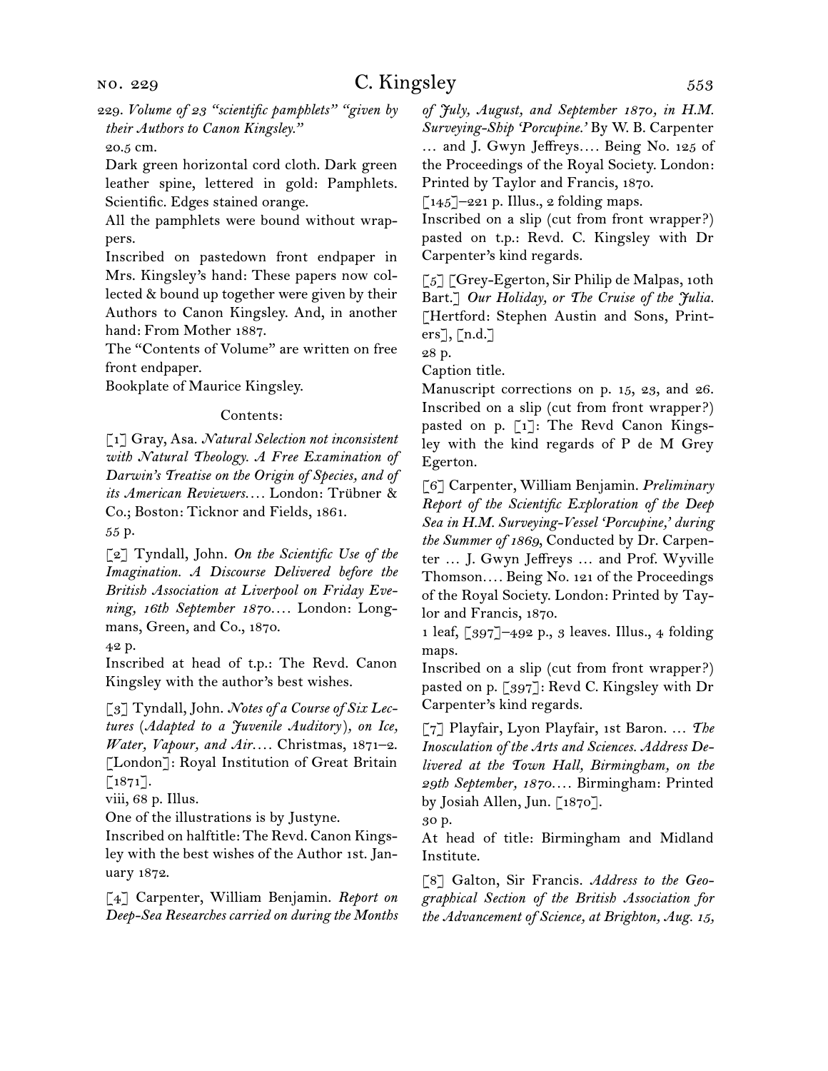229. *Volume of 23 "scientific pamphlets" "given by their Authors to Canon Kingsley."*

20.5 cm.

Dark green horizontal cord cloth. Dark green leather spine, lettered in gold: Pamphlets. Scientific. Edges stained orange.

All the pamphlets were bound without wrappers.

Inscribed on pastedown front endpaper in Mrs. Kingsley's hand: These papers now collected & bound up together were given by their Authors to Canon Kingsley. And, in another hand: From Mother 1887.

The "Contents of Volume" are written on free front endpaper.

Bookplate of Maurice Kingsley.

Contents:

[1] Gray, Asa. *Natural Selection not inconsistent with Natural Theology. A Free Examination of Darwin's Treatise on the Origin of Species, and of its American Reviewers....* London: Trübner & Co.; Boston: Ticknor and Fields, 1861.
55 p.

[2] Tyndall, John. *On the Scientific Use of the Imagination. A Discourse Delivered before the British Association at Liverpool on Friday Evening, 16th September 1870....* London: Longmans, Green, and Co., 1870.
42 p.
Inscribed at head of t.p.: The Revd. Canon Kingsley with the author's best wishes.

[3] Tyndall, John. *Notes of a Course of Six Lectures (Adapted to a Juvenile Auditory), on Ice, Water, Vapour, and Air....* Christmas, 1871–2. [London]: Royal Institution of Great Britain [1871].
viii, 68 p. Illus.
One of the illustrations is by Justyne.
Inscribed on halftitle: The Revd. Canon Kingsley with the best wishes of the Author 1st. January 1872.

[4] Carpenter, William Benjamin. *Report on Deep-Sea Researches carried on during the Months of July, August, and September 1870, in H.M. Surveying-Ship 'Porcupine.'* By W. B. Carpenter ... and J. Gwyn Jeffreys.... Being No. 125 of the Proceedings of the Royal Society. London: Printed by Taylor and Francis, 1870.
[145]–221 p. Illus., 2 folding maps.
Inscribed on a slip (cut from front wrapper?) pasted on t.p.: Revd. C. Kingsley with Dr Carpenter's kind regards.

[5] [Grey-Egerton, Sir Philip de Malpas, 10th Bart.] *Our Holiday, or The Cruise of the Julia.* [Hertford: Stephen Austin and Sons, Printers], [n.d.]
28 p.
Caption title.
Manuscript corrections on p. 15, 23, and 26.
Inscribed on a slip (cut from front wrapper?) pasted on p. [1]: The Revd Canon Kingsley with the kind regards of P de M Grey Egerton.

[6] Carpenter, William Benjamin. *Preliminary Report of the Scientific Exploration of the Deep Sea in H.M. Surveying-Vessel 'Porcupine,' during the Summer of 1869*, Conducted by Dr. Carpenter ... J. Gwyn Jeffreys ... and Prof. Wyville Thomson.... Being No. 121 of the Proceedings of the Royal Society. London: Printed by Taylor and Francis, 1870.
1 leaf, [397]–492 p., 3 leaves. Illus., 4 folding maps.
Inscribed on a slip (cut from front wrapper?) pasted on p. [397]: Revd C. Kingsley with Dr Carpenter's kind regards.

[7] Playfair, Lyon Playfair, 1st Baron. ... *The Inosculation of the Arts and Sciences. Address Delivered at the Town Hall, Birmingham, on the 29th September, 1870....* Birmingham: Printed by Josiah Allen, Jun. [1870].
30 p.
At head of title: Birmingham and Midland Institute.

[8] Galton, Sir Francis. *Address to the Geographical Section of the British Association for the Advancement of Science, at Brighton, Aug. 15,*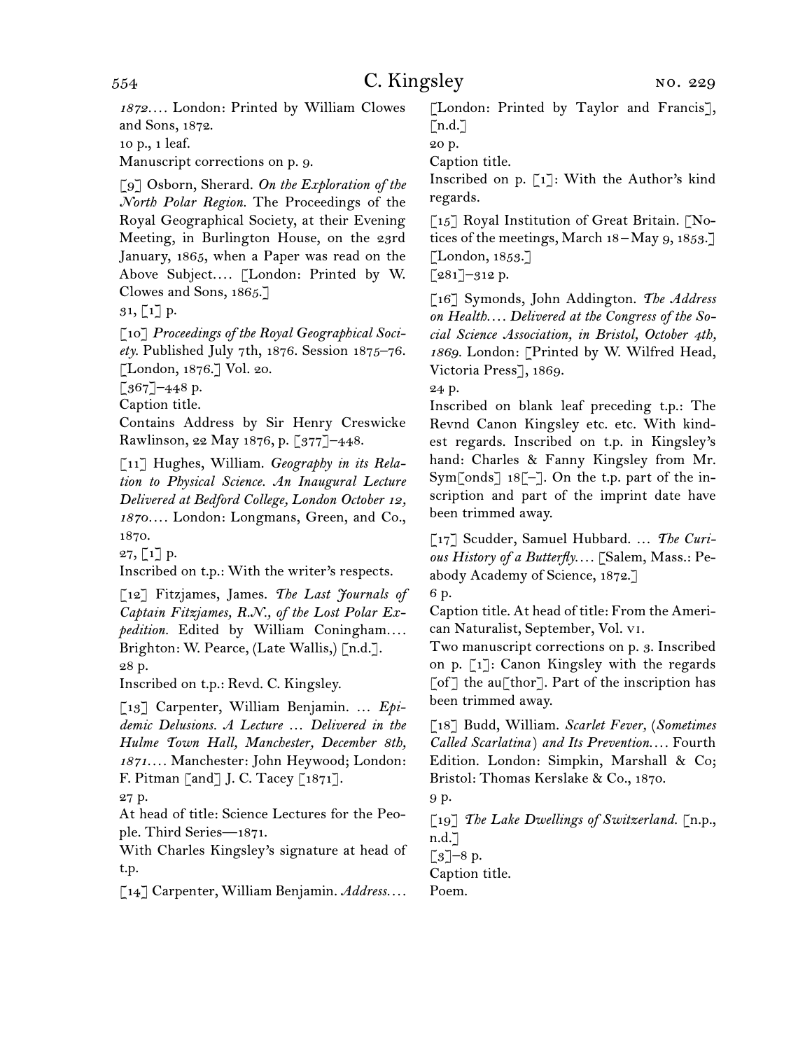*1872*.... London: Printed by William Clowes and Sons, 1872.

10 p., 1 leaf.

Manuscript corrections on p. 9.

[9] Osborn, Sherard. *On the Exploration of the North Polar Region.* The Proceedings of the Royal Geographical Society, at their Evening Meeting, in Burlington House, on the 23rd January, 1865, when a Paper was read on the Above Subject.... [London: Printed by W. Clowes and Sons, 1865.]

31, [1] p.

[10] *Proceedings of the Royal Geographical Society.* Published July 7th, 1876. Session 1875–76. [London, 1876.] Vol. 20.

[367]–448 p.

Caption title.

Contains Address by Sir Henry Creswicke Rawlinson, 22 May 1876, p. [377]–448.

[11] Hughes, William. *Geography in its Relation to Physical Science. An Inaugural Lecture Delivered at Bedford College, London October 12, 1870*.... London: Longmans, Green, and Co., 1870.

27, [1] p.

Inscribed on t.p.: With the writer's respects.

[12] Fitzjames, James. *The Last Journals of Captain Fitzjames, R.N., of the Lost Polar Expedition.* Edited by William Coningham.... Brighton: W. Pearce, (Late Wallis,) [n.d.].

28 p.

Inscribed on t.p.: Revd. C. Kingsley.

[13] Carpenter, William Benjamin. ... *Epidemic Delusions. A Lecture ... Delivered in the Hulme Town Hall, Manchester, December 8th, 1871*.... Manchester: John Heywood; London: F. Pitman [and] J. C. Tacey [1871].

27 p.

At head of title: Science Lectures for the People. Third Series—1871.

With Charles Kingsley's signature at head of t.p.

[14] Carpenter, William Benjamin. *Address*.... [London: Printed by Taylor and Francis], [n.d.]

20 p.

Caption title.

Inscribed on p. [1]: With the Author's kind regards.

[15] Royal Institution of Great Britain. [Notices of the meetings, March 18–May 9, 1853.] [London, 1853.]

[281]–312 p.

[16] Symonds, John Addington. *The Address on Health.... Delivered at the Congress of the Social Science Association, in Bristol, October 4th, 1869.* London: [Printed by W. Wilfred Head, Victoria Press], 1869.

24 p.

Inscribed on blank leaf preceding t.p.: The Revnd Canon Kingsley etc. etc. With kindest regards. Inscribed on t.p. in Kingsley's hand: Charles & Fanny Kingsley from Mr. Sym[onds] 18[–]. On the t.p. part of the inscription and part of the imprint date have been trimmed away.

[17] Scudder, Samuel Hubbard. ... *The Curious History of a Butterfly*.... [Salem, Mass.: Peabody Academy of Science, 1872.]

6 p.

Caption title. At head of title: From the American Naturalist, September, Vol. VI.

Two manuscript corrections on p. 3. Inscribed on p. [1]: Canon Kingsley with the regards [of] the au[thor]. Part of the inscription has been trimmed away.

[18] Budd, William. *Scarlet Fever,* (*Sometimes Called Scarlatina*) *and Its Prevention*.... Fourth Edition. London: Simpkin, Marshall & Co; Bristol: Thomas Kerslake & Co., 1870.

9 p.

[19] *The Lake Dwellings of Switzerland.* [n.p., n.d.]

[3]–8 p.

Caption title.

Poem.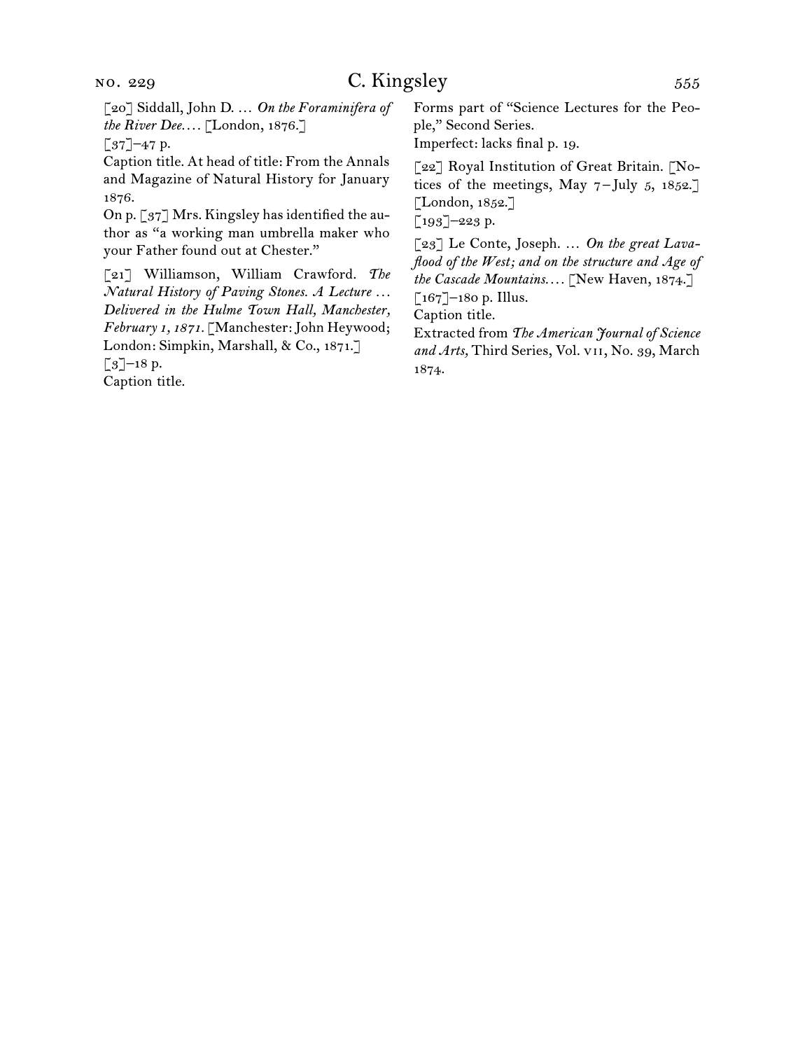[20] Siddall, John D. … *On the Foraminifera of the River Dee.…* [London, 1876.]
[37]–47 p.
Caption title. At head of title: From the Annals and Magazine of Natural History for January 1876.
On p. [37] Mrs. Kingsley has identified the author as "a working man umbrella maker who your Father found out at Chester."

[21] Williamson, William Crawford. *The Natural History of Paving Stones. A Lecture … Delivered in the Hulme Town Hall, Manchester, February 1, 1871.* [Manchester: John Heywood; London: Simpkin, Marshall, & Co., 1871.]
[3]–18 p.
Caption title.
Forms part of "Science Lectures for the People," Second Series.
Imperfect: lacks final p. 19.

[22] Royal Institution of Great Britain. [Notices of the meetings, May 7–July 5, 1852.] [London, 1852.]
[193]–223 p.

[23] Le Conte, Joseph. … *On the great Lava-flood of the West; and on the structure and Age of the Cascade Mountains.…* [New Haven, 1874.]
[167]–180 p. Illus.
Caption title.
Extracted from *The American Journal of Science and Arts,* Third Series, Vol. VII, No. 39, March 1874.